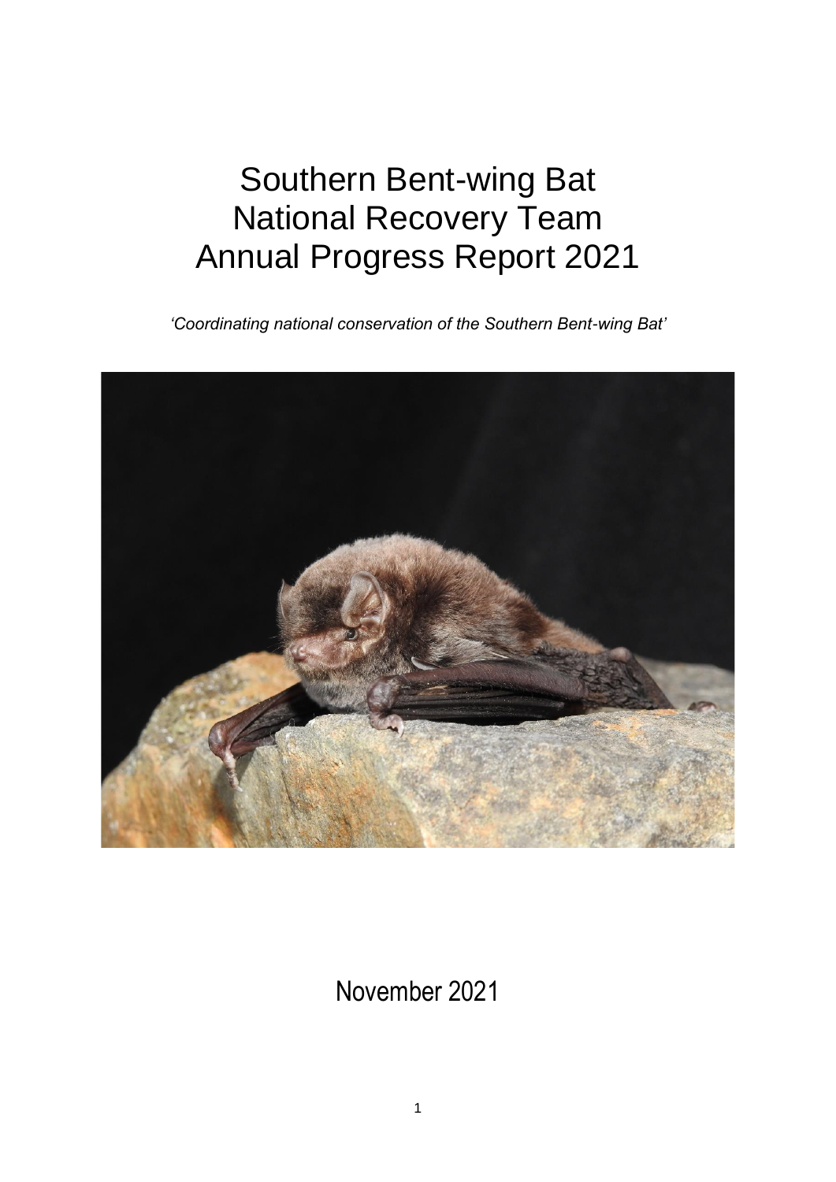# Southern Bent-wing Bat National Recovery Team Annual Progress Report 2021

*'Coordinating national conservation of the Southern Bent-wing Bat'*

November 2021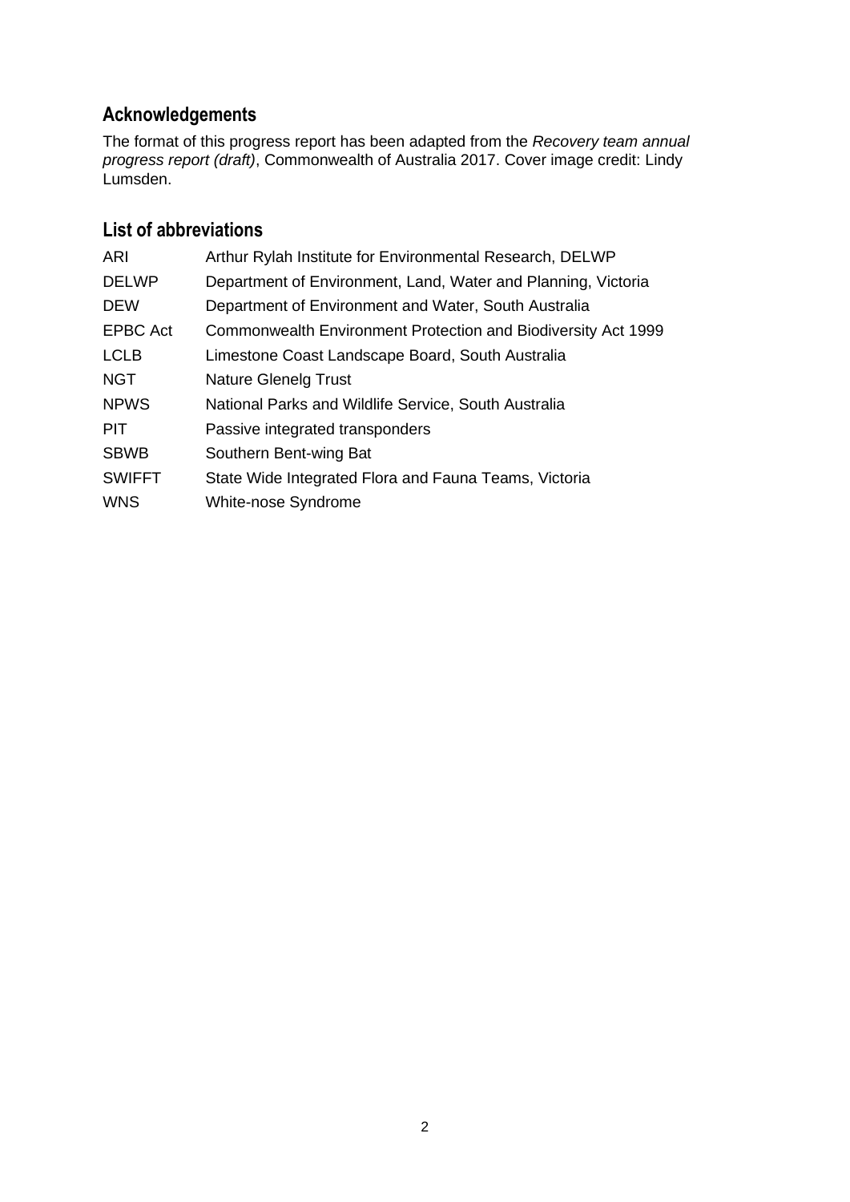## Acknowledgements

The format of this progress report has been adapted from the *Recovery team annual progress report (draft)*, Commonwealth of Australia 2017. Cover image credit: Lindy Lumsden.

## List of abbreviations

| | |
|---|---|
| ARI | Arthur Rylah Institute for Environmental Research, DELWP |
| DELWP | Department of Environment, Land, Water and Planning, Victoria |
| DEW | Department of Environment and Water, South Australia |
| EPBC Act | Commonwealth Environment Protection and Biodiversity Act 1999 |
| LCLB | Limestone Coast Landscape Board, South Australia |
| NGT | Nature Glenelg Trust |
| NPWS | National Parks and Wildlife Service, South Australia |
| PIT | Passive integrated transponders |
| SBWB | Southern Bent-wing Bat |
| SWIFFT | State Wide Integrated Flora and Fauna Teams, Victoria |
| WNS | White-nose Syndrome |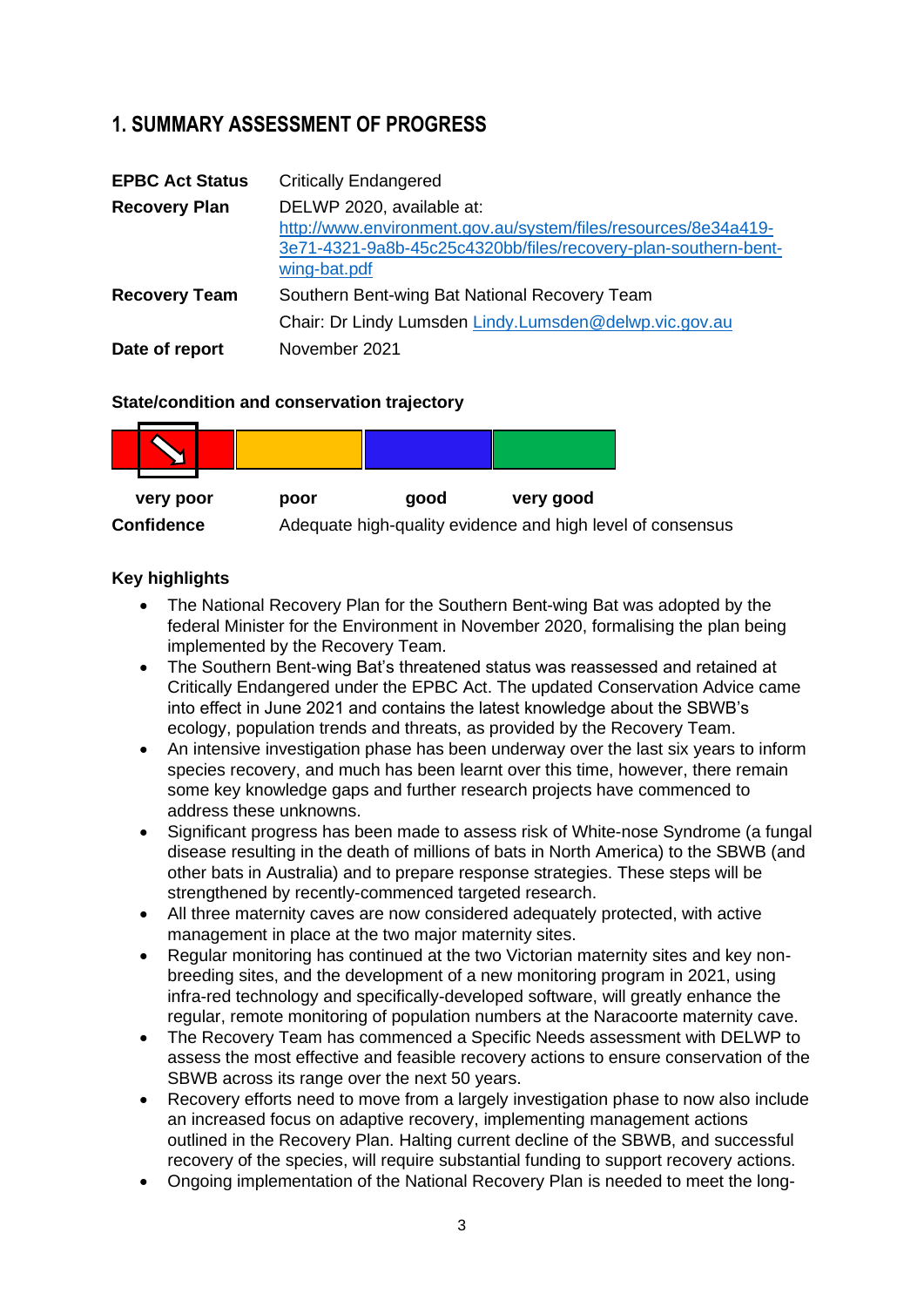## 1. SUMMARY ASSESSMENT OF PROGRESS

| | |
|---|---|
| **EPBC Act Status** | Critically Endangered |
| **Recovery Plan** | DELWP 2020, available at: [http://www.environment.gov.au/system/files/resources/8e34a419-3e71-4321-9a8b-45c25c4320bb/files/recovery-plan-southern-bent-wing-bat.pdf](http://www.environment.gov.au/system/files/resources/8e34a419-3e71-4321-9a8b-45c25c4320bb/files/recovery-plan-southern-bent-wing-bat.pdf) |
| **Recovery Team** | Southern Bent-wing Bat National Recovery Team |
| | Chair: Dr Lindy Lumsden [Lindy.Lumsden@delwp.vic.gov.au](mailto:Lindy.Lumsden@delwp.vic.gov.au) |
| **Date of report** | November 2021 |

**State/condition and conservation trajectory**

| **very poor** | **poor** | **good** | **very good** |
|---|---|---|---|
| ↘ (declining) | | | |

**Confidence** Adequate high-quality evidence and high level of consensus

**Key highlights**

- The National Recovery Plan for the Southern Bent-wing Bat was adopted by the federal Minister for the Environment in November 2020, formalising the plan being implemented by the Recovery Team.
- The Southern Bent-wing Bat's threatened status was reassessed and retained at Critically Endangered under the EPBC Act. The updated Conservation Advice came into effect in June 2021 and contains the latest knowledge about the SBWB's ecology, population trends and threats, as provided by the Recovery Team.
- An intensive investigation phase has been underway over the last six years to inform species recovery, and much has been learnt over this time, however, there remain some key knowledge gaps and further research projects have commenced to address these unknowns.
- Significant progress has been made to assess risk of White-nose Syndrome (a fungal disease resulting in the death of millions of bats in North America) to the SBWB (and other bats in Australia) and to prepare response strategies. These steps will be strengthened by recently-commenced targeted research.
- All three maternity caves are now considered adequately protected, with active management in place at the two major maternity sites.
- Regular monitoring has continued at the two Victorian maternity sites and key non-breeding sites, and the development of a new monitoring program in 2021, using infra-red technology and specifically-developed software, will greatly enhance the regular, remote monitoring of population numbers at the Naracoorte maternity cave.
- The Recovery Team has commenced a Specific Needs assessment with DELWP to assess the most effective and feasible recovery actions to ensure conservation of the SBWB across its range over the next 50 years.
- Recovery efforts need to move from a largely investigation phase to now also include an increased focus on adaptive recovery, implementing management actions outlined in the Recovery Plan. Halting current decline of the SBWB, and successful recovery of the species, will require substantial funding to support recovery actions.
- Ongoing implementation of the National Recovery Plan is needed to meet the long-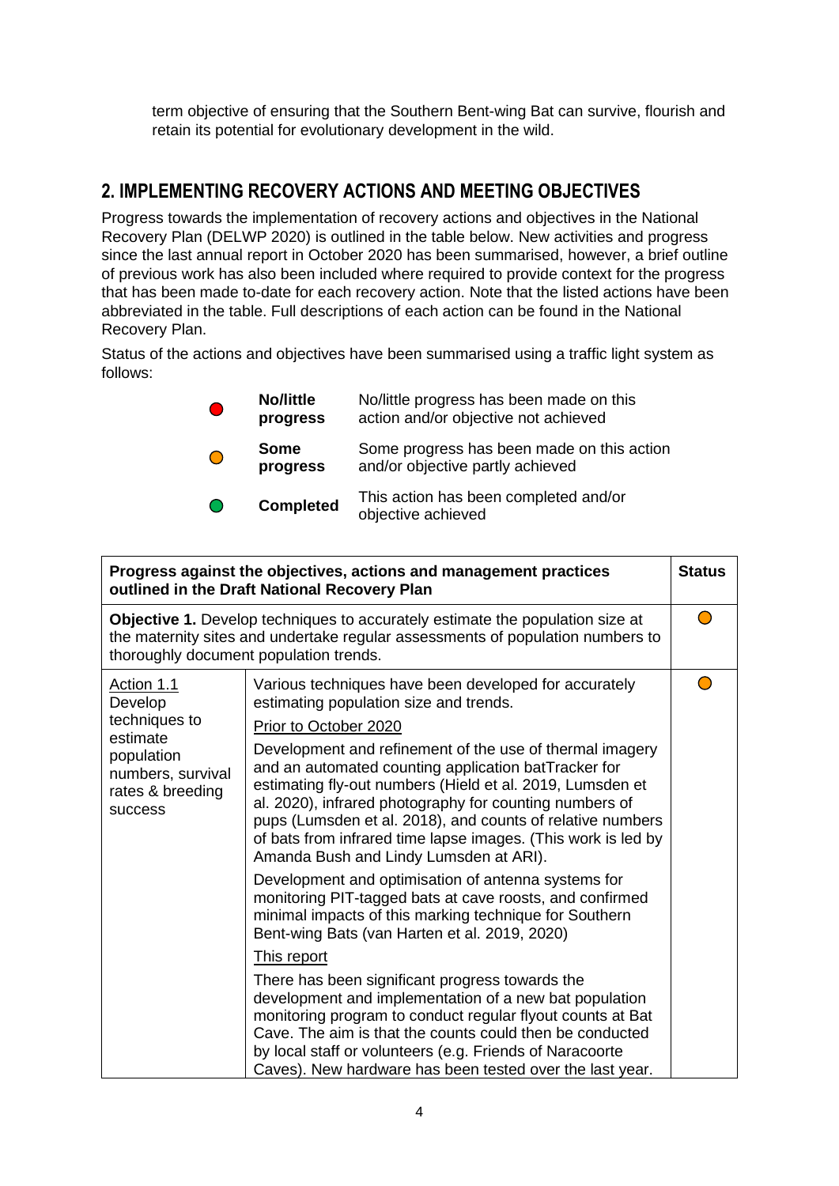term objective of ensuring that the Southern Bent-wing Bat can survive, flourish and retain its potential for evolutionary development in the wild.

## 2. IMPLEMENTING RECOVERY ACTIONS AND MEETING OBJECTIVES

Progress towards the implementation of recovery actions and objectives in the National Recovery Plan (DELWP 2020) is outlined in the table below. New activities and progress since the last annual report in October 2020 has been summarised, however, a brief outline of previous work has also been included where required to provide context for the progress that has been made to-date for each recovery action. Note that the listed actions have been abbreviated in the table. Full descriptions of each action can be found in the National Recovery Plan.

Status of the actions and objectives have been summarised using a traffic light system as follows:

| | | |
|---|---|---|
| 🔴 | **No/little progress** | No/little progress has been made on this action and/or objective not achieved |
| 🟠 | **Some progress** | Some progress has been made on this action and/or objective partly achieved |
| 🟢 | **Completed** | This action has been completed and/or objective achieved |

| Progress against the objectives, actions and management practices outlined in the Draft National Recovery Plan | | Status |
|---|---|---|
| **Objective 1.** Develop techniques to accurately estimate the population size at the maternity sites and undertake regular assessments of population numbers to thoroughly document population trends. | | 🟠 |
| Action 1.1 Develop techniques to estimate population numbers, survival rates & breeding success | Various techniques have been developed for accurately estimating population size and trends.<br><br>Prior to October 2020<br><br>Development and refinement of the use of thermal imagery and an automated counting application batTracker for estimating fly-out numbers (Hield et al. 2019, Lumsden et al. 2020), infrared photography for counting numbers of pups (Lumsden et al. 2018), and counts of relative numbers of bats from infrared time lapse images. (This work is led by Amanda Bush and Lindy Lumsden at ARI).<br><br>Development and optimisation of antenna systems for monitoring PIT-tagged bats at cave roosts, and confirmed minimal impacts of this marking technique for Southern Bent-wing Bats (van Harten et al. 2019, 2020)<br><br>This report<br><br>There has been significant progress towards the development and implementation of a new bat population monitoring program to conduct regular flyout counts at Bat Cave. The aim is that the counts could then be conducted by local staff or volunteers (e.g. Friends of Naracoorte Caves). New hardware has been tested over the last year. | 🟠 |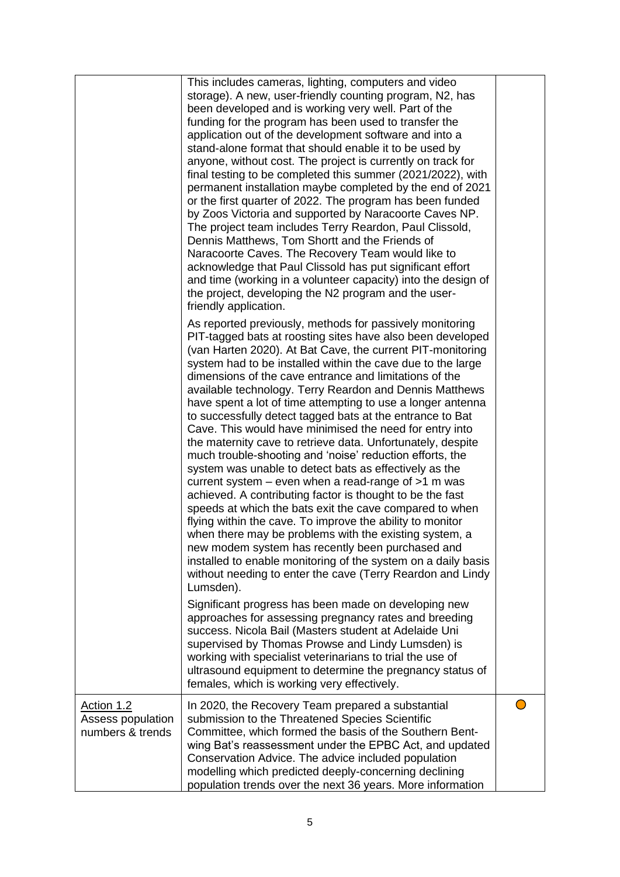| | | |
|---|---|---|
| | This includes cameras, lighting, computers and video storage). A new, user-friendly counting program, N2, has been developed and is working very well. Part of the funding for the program has been used to transfer the application out of the development software and into a stand-alone format that should enable it to be used by anyone, without cost. The project is currently on track for final testing to be completed this summer (2021/2022), with permanent installation maybe completed by the end of 2021 or the first quarter of 2022. The program has been funded by Zoos Victoria and supported by Naracoorte Caves NP. The project team includes Terry Reardon, Paul Clissold, Dennis Matthews, Tom Shortt and the Friends of Naracoorte Caves. The Recovery Team would like to acknowledge that Paul Clissold has put significant effort and time (working in a volunteer capacity) into the design of the project, developing the N2 program and the user-friendly application.<br><br>As reported previously, methods for passively monitoring PIT-tagged bats at roosting sites have also been developed (van Harten 2020). At Bat Cave, the current PIT-monitoring system had to be installed within the cave due to the large dimensions of the cave entrance and limitations of the available technology. Terry Reardon and Dennis Matthews have spent a lot of time attempting to use a longer antenna to successfully detect tagged bats at the entrance to Bat Cave. This would have minimised the need for entry into the maternity cave to retrieve data. Unfortunately, despite much trouble-shooting and 'noise' reduction efforts, the system was unable to detect bats as effectively as the current system – even when a read-range of >1 m was achieved. A contributing factor is thought to be the fast speeds at which the bats exit the cave compared to when flying within the cave. To improve the ability to monitor when there may be problems with the existing system, a new modem system has recently been purchased and installed to enable monitoring of the system on a daily basis without needing to enter the cave (Terry Reardon and Lindy Lumsden).<br><br>Significant progress has been made on developing new approaches for assessing pregnancy rates and breeding success. Nicola Bail (Masters student at Adelaide Uni supervised by Thomas Prowse and Lindy Lumsden) is working with specialist veterinarians to trial the use of ultrasound equipment to determine the pregnancy status of females, which is working very effectively. | |
| Action 1.2<br>Assess population numbers & trends | In 2020, the Recovery Team prepared a substantial submission to the Threatened Species Scientific Committee, which formed the basis of the Southern Bent-wing Bat's reassessment under the EPBC Act, and updated Conservation Advice. The advice included population modelling which predicted deeply-concerning declining population trends over the next 36 years. More information | ◯ |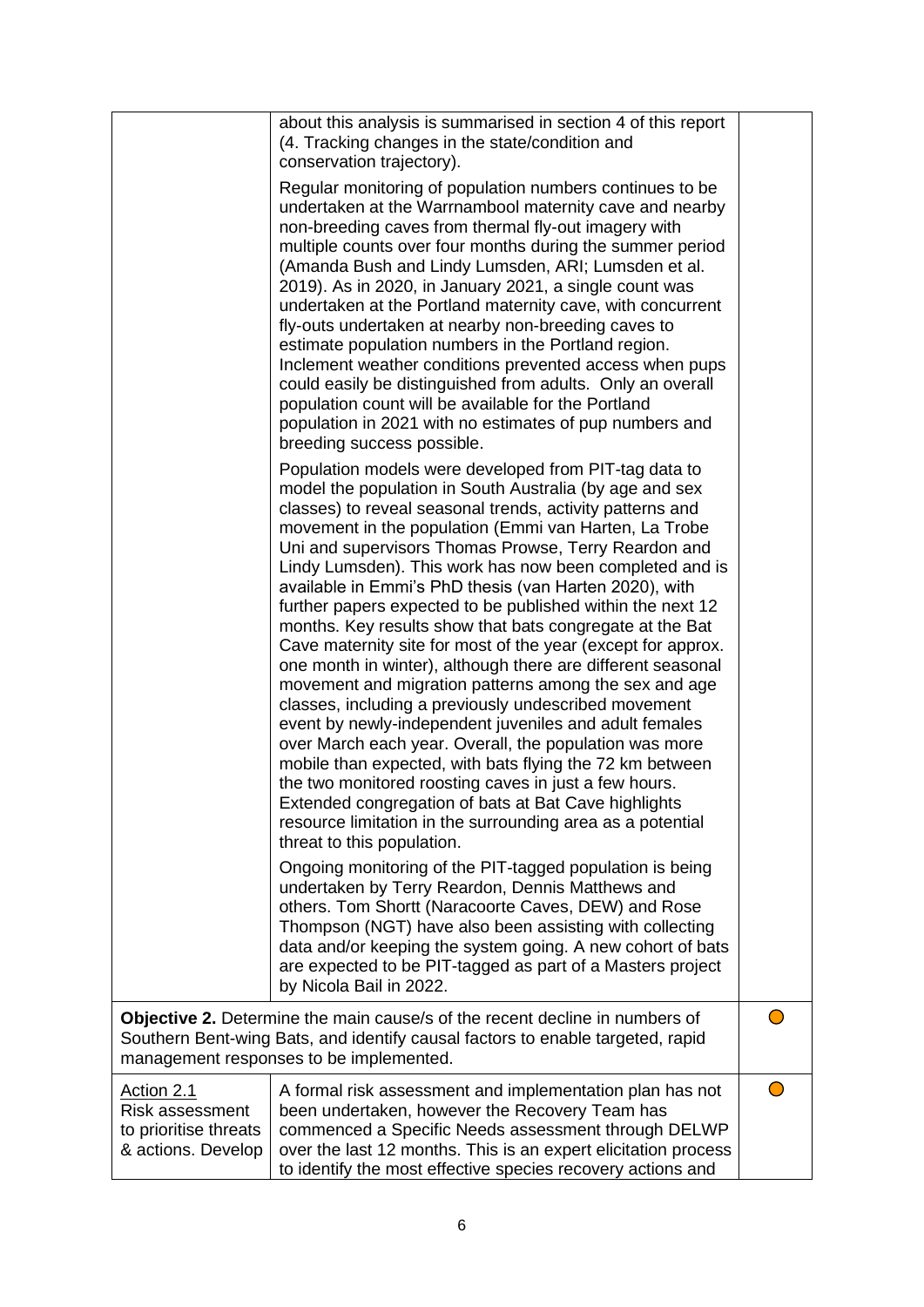| | | |
|---|---|---|
| | about this analysis is summarised in section 4 of this report (4. Tracking changes in the state/condition and conservation trajectory).<br><br>Regular monitoring of population numbers continues to be undertaken at the Warrnambool maternity cave and nearby non-breeding caves from thermal fly-out imagery with multiple counts over four months during the summer period (Amanda Bush and Lindy Lumsden, ARI; Lumsden et al. 2019). As in 2020, in January 2021, a single count was undertaken at the Portland maternity cave, with concurrent fly-outs undertaken at nearby non-breeding caves to estimate population numbers in the Portland region. Inclement weather conditions prevented access when pups could easily be distinguished from adults. Only an overall population count will be available for the Portland population in 2021 with no estimates of pup numbers and breeding success possible.<br><br>Population models were developed from PIT-tag data to model the population in South Australia (by age and sex classes) to reveal seasonal trends, activity patterns and movement in the population (Emmi van Harten, La Trobe Uni and supervisors Thomas Prowse, Terry Reardon and Lindy Lumsden). This work has now been completed and is available in Emmi's PhD thesis (van Harten 2020), with further papers expected to be published within the next 12 months. Key results show that bats congregate at the Bat Cave maternity site for most of the year (except for approx. one month in winter), although there are different seasonal movement and migration patterns among the sex and age classes, including a previously undescribed movement event by newly-independent juveniles and adult females over March each year. Overall, the population was more mobile than expected, with bats flying the 72 km between the two monitored roosting caves in just a few hours. Extended congregation of bats at Bat Cave highlights resource limitation in the surrounding area as a potential threat to this population.<br><br>Ongoing monitoring of the PIT-tagged population is being undertaken by Terry Reardon, Dennis Matthews and others. Tom Shortt (Naracoorte Caves, DEW) and Rose Thompson (NGT) have also been assisting with collecting data and/or keeping the system going. A new cohort of bats are expected to be PIT-tagged as part of a Masters project by Nicola Bail in 2022. | |
| **Objective 2.** Determine the main cause/s of the recent decline in numbers of Southern Bent-wing Bats, and identify causal factors to enable targeted, rapid management responses to be implemented. | | ● |
| Action 2.1<br>Risk assessment to prioritise threats & actions. Develop | A formal risk assessment and implementation plan has not been undertaken, however the Recovery Team has commenced a Specific Needs assessment through DELWP over the last 12 months. This is an expert elicitation process to identify the most effective species recovery actions and | ● |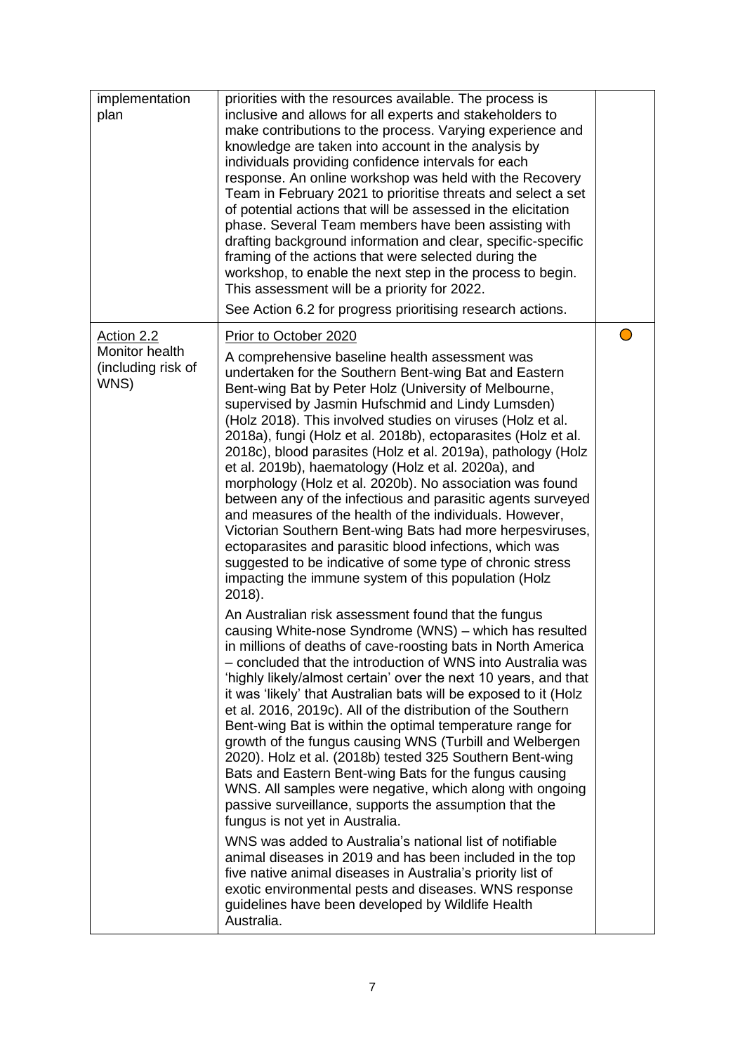| | | |
|---|---|---|
| implementation plan | priorities with the resources available. The process is inclusive and allows for all experts and stakeholders to make contributions to the process. Varying experience and knowledge are taken into account in the analysis by individuals providing confidence intervals for each response. An online workshop was held with the Recovery Team in February 2021 to prioritise threats and select a set of potential actions that will be assessed in the elicitation phase. Several Team members have been assisting with drafting background information and clear, specific-specific framing of the actions that were selected during the workshop, to enable the next step in the process to begin. This assessment will be a priority for 2022.<br><br>See Action 6.2 for progress prioritising research actions. | |
| Action 2.2<br>Monitor health (including risk of WNS) | Prior to October 2020<br><br>A comprehensive baseline health assessment was undertaken for the Southern Bent-wing Bat and Eastern Bent-wing Bat by Peter Holz (University of Melbourne, supervised by Jasmin Hufschmid and Lindy Lumsden) (Holz 2018). This involved studies on viruses (Holz et al. 2018a), fungi (Holz et al. 2018b), ectoparasites (Holz et al. 2018c), blood parasites (Holz et al. 2019a), pathology (Holz et al. 2019b), haematology (Holz et al. 2020a), and morphology (Holz et al. 2020b). No association was found between any of the infectious and parasitic agents surveyed and measures of the health of the individuals. However, Victorian Southern Bent-wing Bats had more herpesviruses, ectoparasites and parasitic blood infections, which was suggested to be indicative of some type of chronic stress impacting the immune system of this population (Holz 2018).<br><br>An Australian risk assessment found that the fungus causing White-nose Syndrome (WNS) – which has resulted in millions of deaths of cave-roosting bats in North America – concluded that the introduction of WNS into Australia was 'highly likely/almost certain' over the next 10 years, and that it was 'likely' that Australian bats will be exposed to it (Holz et al. 2016, 2019c). All of the distribution of the Southern Bent-wing Bat is within the optimal temperature range for growth of the fungus causing WNS (Turbill and Welbergen 2020). Holz et al. (2018b) tested 325 Southern Bent-wing Bats and Eastern Bent-wing Bats for the fungus causing WNS. All samples were negative, which along with ongoing passive surveillance, supports the assumption that the fungus is not yet in Australia.<br><br>WNS was added to Australia's national list of notifiable animal diseases in 2019 and has been included in the top five native animal diseases in Australia's priority list of exotic environmental pests and diseases. WNS response guidelines have been developed by Wildlife Health Australia. | ○ |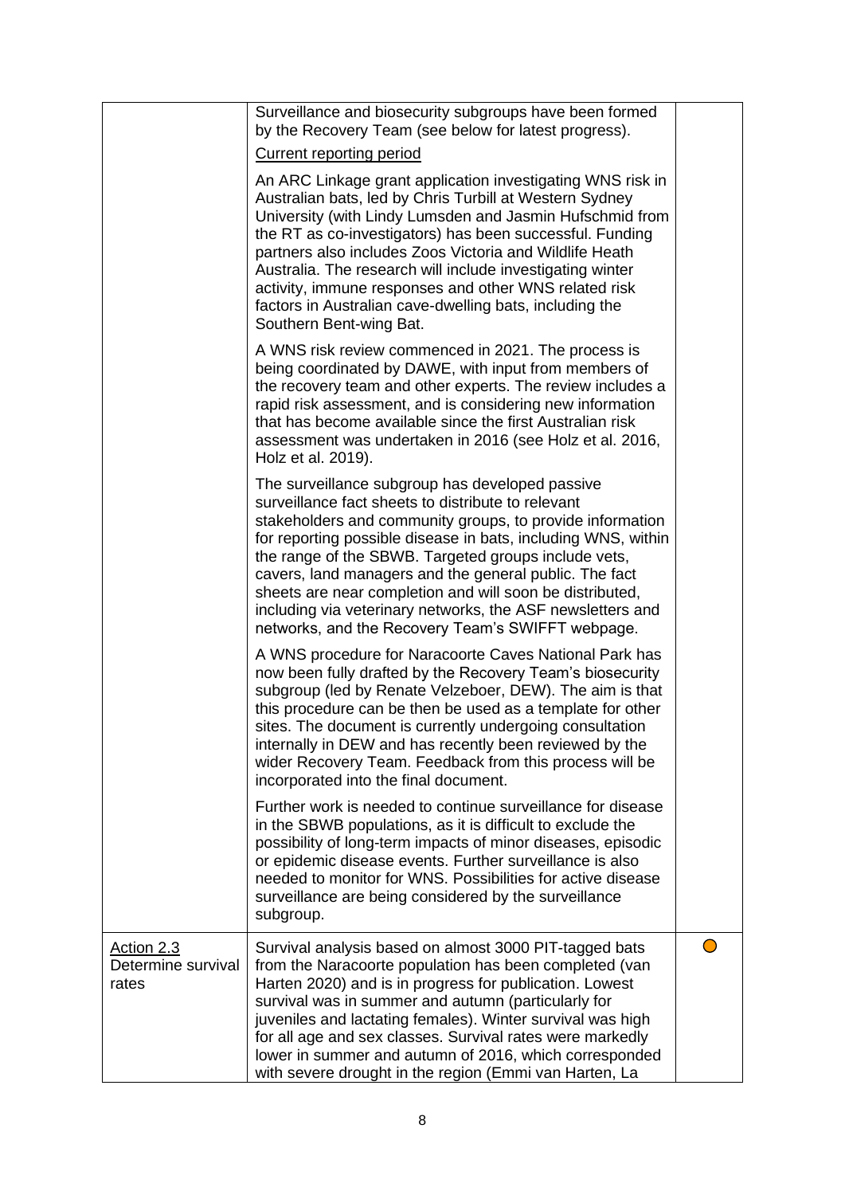| | | |
|---|---|---|
| | Surveillance and biosecurity subgroups have been formed by the Recovery Team (see below for latest progress).<br><br><u>Current reporting period</u><br><br>An ARC Linkage grant application investigating WNS risk in Australian bats, led by Chris Turbill at Western Sydney University (with Lindy Lumsden and Jasmin Hufschmid from the RT as co-investigators) has been successful. Funding partners also includes Zoos Victoria and Wildlife Heath Australia. The research will include investigating winter activity, immune responses and other WNS related risk factors in Australian cave-dwelling bats, including the Southern Bent-wing Bat.<br><br>A WNS risk review commenced in 2021. The process is being coordinated by DAWE, with input from members of the recovery team and other experts. The review includes a rapid risk assessment, and is considering new information that has become available since the first Australian risk assessment was undertaken in 2016 (see Holz et al. 2016, Holz et al. 2019).<br><br>The surveillance subgroup has developed passive surveillance fact sheets to distribute to relevant stakeholders and community groups, to provide information for reporting possible disease in bats, including WNS, within the range of the SBWB. Targeted groups include vets, cavers, land managers and the general public. The fact sheets are near completion and will soon be distributed, including via veterinary networks, the ASF newsletters and networks, and the Recovery Team's SWIFFT webpage.<br><br>A WNS procedure for Naracoorte Caves National Park has now been fully drafted by the Recovery Team's biosecurity subgroup (led by Renate Velzeboer, DEW). The aim is that this procedure can be then be used as a template for other sites. The document is currently undergoing consultation internally in DEW and has recently been reviewed by the wider Recovery Team. Feedback from this process will be incorporated into the final document.<br><br>Further work is needed to continue surveillance for disease in the SBWB populations, as it is difficult to exclude the possibility of long-term impacts of minor diseases, episodic or epidemic disease events. Further surveillance is also needed to monitor for WNS. Possibilities for active disease surveillance are being considered by the surveillance subgroup. | |
| <u>Action 2.3</u><br>Determine survival rates | Survival analysis based on almost 3000 PIT-tagged bats from the Naracoorte population has been completed (van Harten 2020) and is in progress for publication. Lowest survival was in summer and autumn (particularly for juveniles and lactating females). Winter survival was high for all age and sex classes. Survival rates were markedly lower in summer and autumn of 2016, which corresponded with severe drought in the region (Emmi van Harten, La | ○ |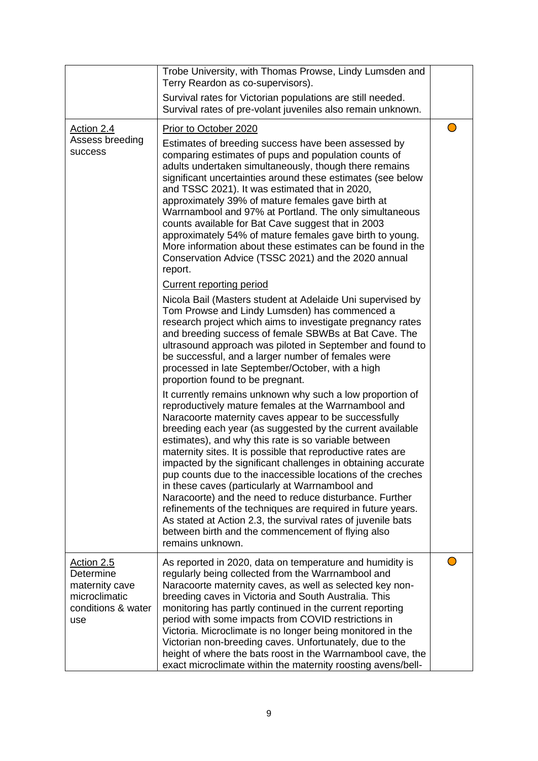| | | |
|---|---|---|
| | Trobe University, with Thomas Prowse, Lindy Lumsden and Terry Reardon as co-supervisors).<br><br>Survival rates for Victorian populations are still needed. Survival rates of pre-volant juveniles also remain unknown. | |
| Action 2.4<br>Assess breeding success | Prior to October 2020<br><br>Estimates of breeding success have been assessed by comparing estimates of pups and population counts of adults undertaken simultaneously, though there remains significant uncertainties around these estimates (see below and TSSC 2021). It was estimated that in 2020, approximately 39% of mature females gave birth at Warrnambool and 97% at Portland. The only simultaneous counts available for Bat Cave suggest that in 2003 approximately 54% of mature females gave birth to young. More information about these estimates can be found in the Conservation Advice (TSSC 2021) and the 2020 annual report.<br><br>Current reporting period<br><br>Nicola Bail (Masters student at Adelaide Uni supervised by Tom Prowse and Lindy Lumsden) has commenced a research project which aims to investigate pregnancy rates and breeding success of female SBWBs at Bat Cave. The ultrasound approach was piloted in September and found to be successful, and a larger number of females were processed in late September/October, with a high proportion found to be pregnant.<br><br>It currently remains unknown why such a low proportion of reproductively mature females at the Warrnambool and Naracoorte maternity caves appear to be successfully breeding each year (as suggested by the current available estimates), and why this rate is so variable between maternity sites. It is possible that reproductive rates are impacted by the significant challenges in obtaining accurate pup counts due to the inaccessible locations of the creches in these caves (particularly at Warrnambool and Naracoorte) and the need to reduce disturbance. Further refinements of the techniques are required in future years. As stated at Action 2.3, the survival rates of juvenile bats between birth and the commencement of flying also remains unknown. | ○ |
| Action 2.5<br>Determine maternity cave microclimatic conditions & water use | As reported in 2020, data on temperature and humidity is regularly being collected from the Warrnambool and Naracoorte maternity caves, as well as selected key non-breeding caves in Victoria and South Australia. This monitoring has partly continued in the current reporting period with some impacts from COVID restrictions in Victoria. Microclimate is no longer being monitored in the Victorian non-breeding caves. Unfortunately, due to the height of where the bats roost in the Warrnambool cave, the exact microclimate within the maternity roosting avens/bell- | ○ |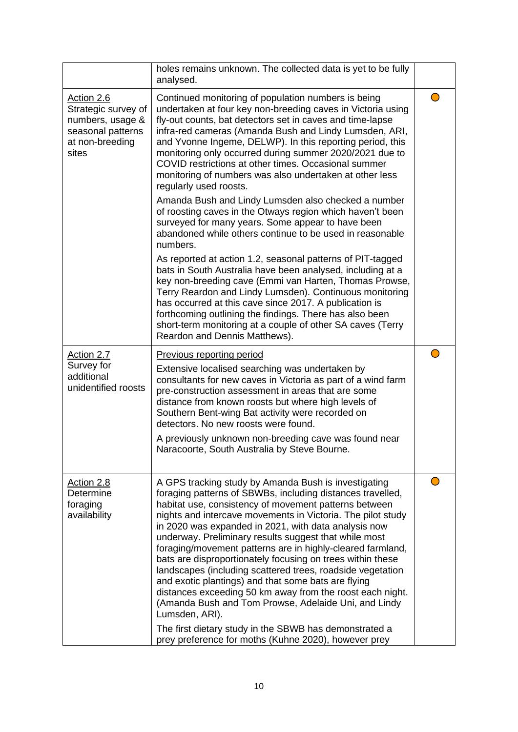| | | |
|---|---|---|
| | holes remains unknown. The collected data is yet to be fully analysed. | |
| Action 2.6<br>Strategic survey of numbers, usage & seasonal patterns at non-breeding sites | Continued monitoring of population numbers is being undertaken at four key non-breeding caves in Victoria using fly-out counts, bat detectors set in caves and time-lapse infra-red cameras (Amanda Bush and Lindy Lumsden, ARI, and Yvonne Ingeme, DELWP). In this reporting period, this monitoring only occurred during summer 2020/2021 due to COVID restrictions at other times. Occasional summer monitoring of numbers was also undertaken at other less regularly used roosts.<br><br>Amanda Bush and Lindy Lumsden also checked a number of roosting caves in the Otways region which haven't been surveyed for many years. Some appear to have been abandoned while others continue to be used in reasonable numbers.<br><br>As reported at action 1.2, seasonal patterns of PIT-tagged bats in South Australia have been analysed, including at a key non-breeding cave (Emmi van Harten, Thomas Prowse, Terry Reardon and Lindy Lumsden). Continuous monitoring has occurred at this cave since 2017. A publication is forthcoming outlining the findings. There has also been short-term monitoring at a couple of other SA caves (Terry Reardon and Dennis Matthews). | ◯ |
| Action 2.7<br>Survey for additional unidentified roosts | Previous reporting period<br><br>Extensive localised searching was undertaken by consultants for new caves in Victoria as part of a wind farm pre-construction assessment in areas that are some distance from known roosts but where high levels of Southern Bent-wing Bat activity were recorded on detectors. No new roosts were found.<br><br>A previously unknown non-breeding cave was found near Naracoorte, South Australia by Steve Bourne. | ◯ |
| Action 2.8<br>Determine foraging availability | A GPS tracking study by Amanda Bush is investigating foraging patterns of SBWBs, including distances travelled, habitat use, consistency of movement patterns between nights and intercave movements in Victoria. The pilot study in 2020 was expanded in 2021, with data analysis now underway. Preliminary results suggest that while most foraging/movement patterns are in highly-cleared farmland, bats are disproportionately focusing on trees within these landscapes (including scattered trees, roadside vegetation and exotic plantings) and that some bats are flying distances exceeding 50 km away from the roost each night. (Amanda Bush and Tom Prowse, Adelaide Uni, and Lindy Lumsden, ARI).<br><br>The first dietary study in the SBWB has demonstrated a prey preference for moths (Kuhne 2020), however prey | ◯ |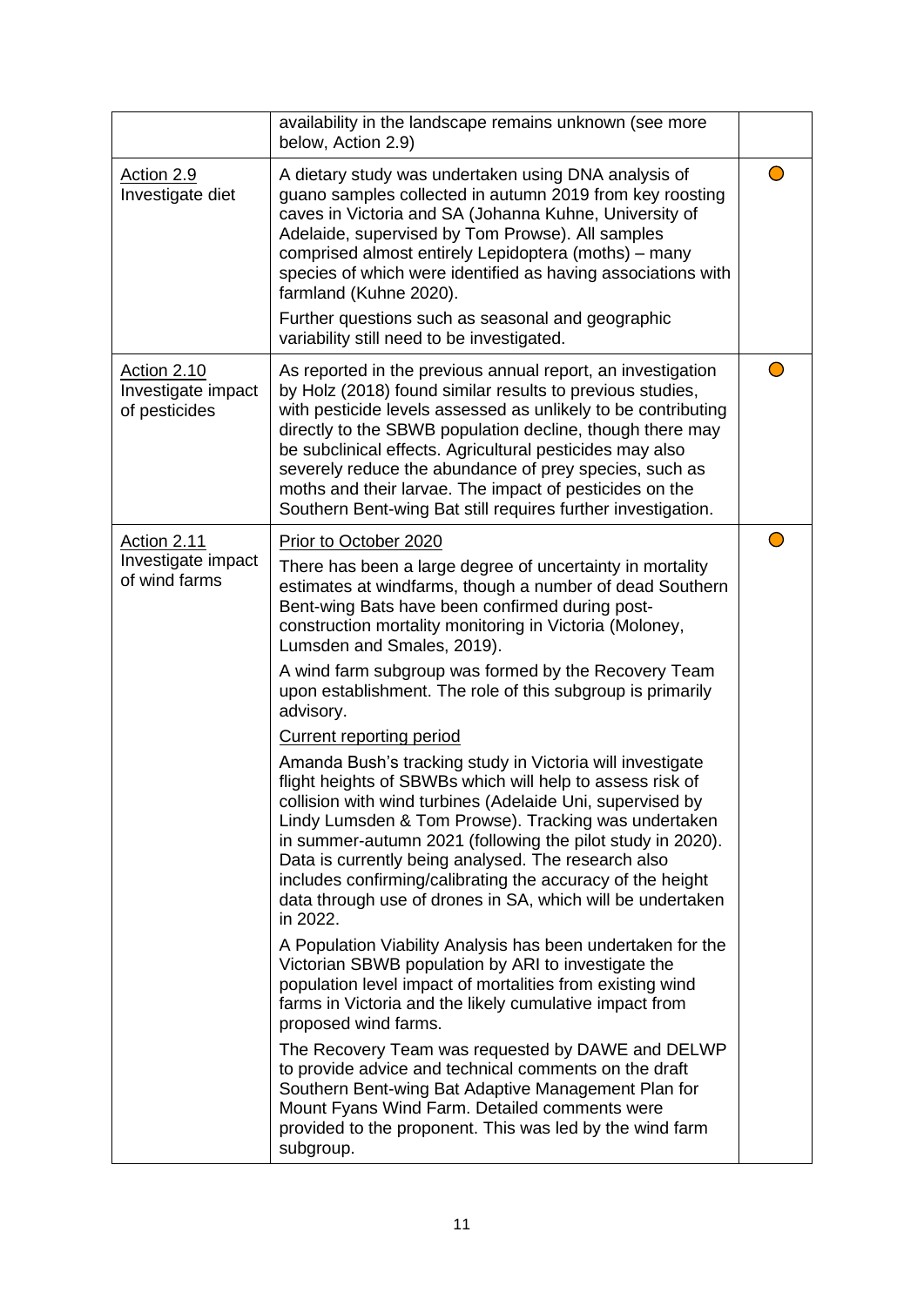| | | |
|---|---|---|
| | availability in the landscape remains unknown (see more below, Action 2.9) | |
| Action 2.9<br>Investigate diet | A dietary study was undertaken using DNA analysis of guano samples collected in autumn 2019 from key roosting caves in Victoria and SA (Johanna Kuhne, University of Adelaide, supervised by Tom Prowse). All samples comprised almost entirely Lepidoptera (moths) – many species of which were identified as having associations with farmland (Kuhne 2020).<br><br>Further questions such as seasonal and geographic variability still need to be investigated. | ○ |
| Action 2.10<br>Investigate impact of pesticides | As reported in the previous annual report, an investigation by Holz (2018) found similar results to previous studies, with pesticide levels assessed as unlikely to be contributing directly to the SBWB population decline, though there may be subclinical effects. Agricultural pesticides may also severely reduce the abundance of prey species, such as moths and their larvae. The impact of pesticides on the Southern Bent-wing Bat still requires further investigation. | ○ |
| Action 2.11<br>Investigate impact of wind farms | Prior to October 2020<br><br>There has been a large degree of uncertainty in mortality estimates at windfarms, though a number of dead Southern Bent-wing Bats have been confirmed during post-construction mortality monitoring in Victoria (Moloney, Lumsden and Smales, 2019).<br><br>A wind farm subgroup was formed by the Recovery Team upon establishment. The role of this subgroup is primarily advisory.<br><br>Current reporting period<br><br>Amanda Bush's tracking study in Victoria will investigate flight heights of SBWBs which will help to assess risk of collision with wind turbines (Adelaide Uni, supervised by Lindy Lumsden & Tom Prowse). Tracking was undertaken in summer-autumn 2021 (following the pilot study in 2020). Data is currently being analysed. The research also includes confirming/calibrating the accuracy of the height data through use of drones in SA, which will be undertaken in 2022.<br><br>A Population Viability Analysis has been undertaken for the Victorian SBWB population by ARI to investigate the population level impact of mortalities from existing wind farms in Victoria and the likely cumulative impact from proposed wind farms.<br><br>The Recovery Team was requested by DAWE and DELWP to provide advice and technical comments on the draft Southern Bent-wing Bat Adaptive Management Plan for Mount Fyans Wind Farm. Detailed comments were provided to the proponent. This was led by the wind farm subgroup. | ○ |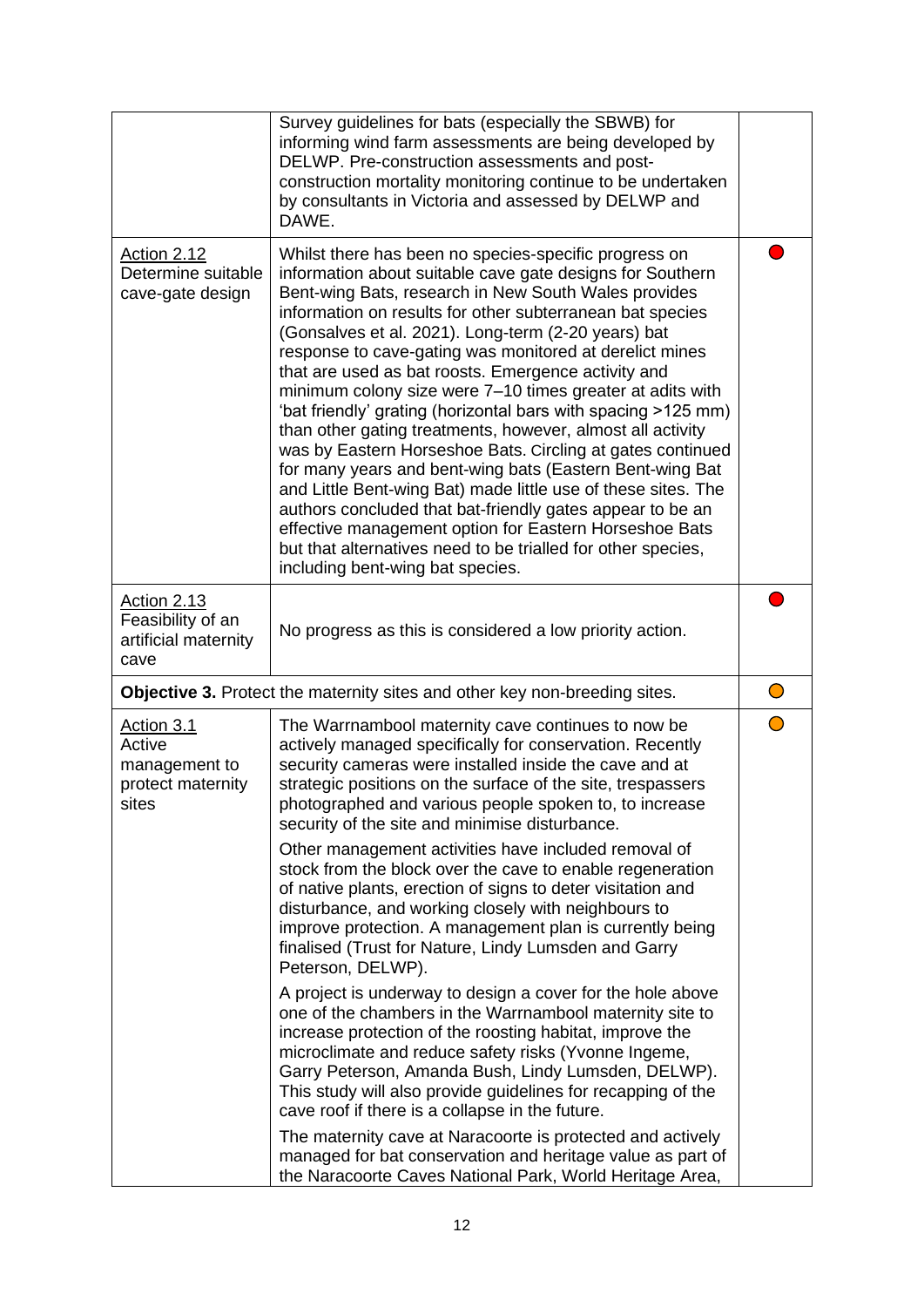| | | |
|---|---|---|
| | Survey guidelines for bats (especially the SBWB) for informing wind farm assessments are being developed by DELWP. Pre-construction assessments and post-construction mortality monitoring continue to be undertaken by consultants in Victoria and assessed by DELWP and DAWE. | |
| Action 2.12<br>Determine suitable cave-gate design | Whilst there has been no species-specific progress on information about suitable cave gate designs for Southern Bent-wing Bats, research in New South Wales provides information on results for other subterranean bat species (Gonsalves et al. 2021). Long-term (2-20 years) bat response to cave-gating was monitored at derelict mines that are used as bat roosts. Emergence activity and minimum colony size were 7–10 times greater at adits with 'bat friendly' grating (horizontal bars with spacing >125 mm) than other gating treatments, however, almost all activity was by Eastern Horseshoe Bats. Circling at gates continued for many years and bent-wing bats (Eastern Bent-wing Bat and Little Bent-wing Bat) made little use of these sites. The authors concluded that bat-friendly gates appear to be an effective management option for Eastern Horseshoe Bats but that alternatives need to be trialled for other species, including bent-wing bat species. | 🔴 |
| Action 2.13<br>Feasibility of an artificial maternity cave | No progress as this is considered a low priority action. | 🔴 |
| **Objective 3.** Protect the maternity sites and other key non-breeding sites. | | 🟠 |
| Action 3.1<br>Active management to protect maternity sites | The Warrnambool maternity cave continues to now be actively managed specifically for conservation. Recently security cameras were installed inside the cave and at strategic positions on the surface of the site, trespassers photographed and various people spoken to, to increase security of the site and minimise disturbance.<br><br>Other management activities have included removal of stock from the block over the cave to enable regeneration of native plants, erection of signs to deter visitation and disturbance, and working closely with neighbours to improve protection. A management plan is currently being finalised (Trust for Nature, Lindy Lumsden and Garry Peterson, DELWP).<br><br>A project is underway to design a cover for the hole above one of the chambers in the Warrnambool maternity site to increase protection of the roosting habitat, improve the microclimate and reduce safety risks (Yvonne Ingeme, Garry Peterson, Amanda Bush, Lindy Lumsden, DELWP). This study will also provide guidelines for recapping of the cave roof if there is a collapse in the future.<br><br>The maternity cave at Naracoorte is protected and actively managed for bat conservation and heritage value as part of the Naracoorte Caves National Park, World Heritage Area, | 🟠 |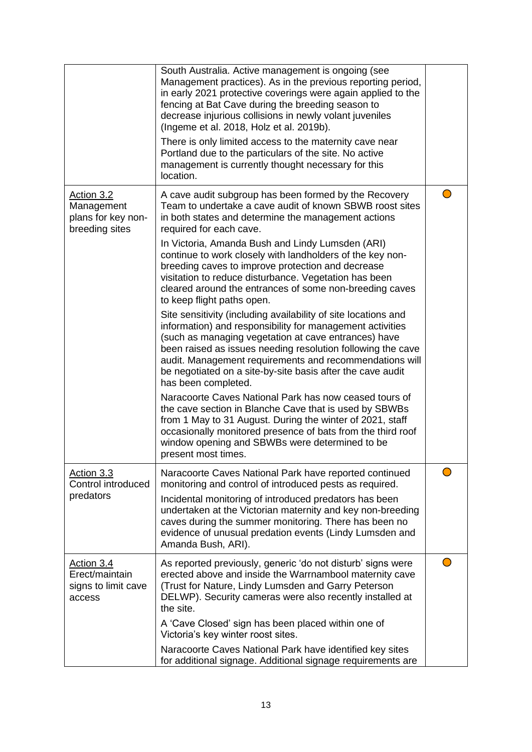| | | |
|---|---|---|
| | South Australia. Active management is ongoing (see Management practices). As in the previous reporting period, in early 2021 protective coverings were again applied to the fencing at Bat Cave during the breeding season to decrease injurious collisions in newly volant juveniles (Ingeme et al. 2018, Holz et al. 2019b).<br><br>There is only limited access to the maternity cave near Portland due to the particulars of the site. No active management is currently thought necessary for this location. | |
| Action 3.2 Management plans for key non-breeding sites | A cave audit subgroup has been formed by the Recovery Team to undertake a cave audit of known SBWB roost sites in both states and determine the management actions required for each cave.<br><br>In Victoria, Amanda Bush and Lindy Lumsden (ARI) continue to work closely with landholders of the key non-breeding caves to improve protection and decrease visitation to reduce disturbance. Vegetation has been cleared around the entrances of some non-breeding caves to keep flight paths open.<br><br>Site sensitivity (including availability of site locations and information) and responsibility for management activities (such as managing vegetation at cave entrances) have been raised as issues needing resolution following the cave audit. Management requirements and recommendations will be negotiated on a site-by-site basis after the cave audit has been completed.<br><br>Naracoorte Caves National Park has now ceased tours of the cave section in Blanche Cave that is used by SBWBs from 1 May to 31 August. During the winter of 2021, staff occasionally monitored presence of bats from the third roof window opening and SBWBs were determined to be present most times. | ● |
| Action 3.3 Control introduced predators | Naracoorte Caves National Park have reported continued monitoring and control of introduced pests as required.<br><br>Incidental monitoring of introduced predators has been undertaken at the Victorian maternity and key non-breeding caves during the summer monitoring. There has been no evidence of unusual predation events (Lindy Lumsden and Amanda Bush, ARI). | ● |
| Action 3.4 Erect/maintain signs to limit cave access | As reported previously, generic 'do not disturb' signs were erected above and inside the Warrnambool maternity cave (Trust for Nature, Lindy Lumsden and Garry Peterson DELWP). Security cameras were also recently installed at the site.<br><br>A 'Cave Closed' sign has been placed within one of Victoria's key winter roost sites.<br><br>Naracoorte Caves National Park have identified key sites for additional signage. Additional signage requirements are | ● |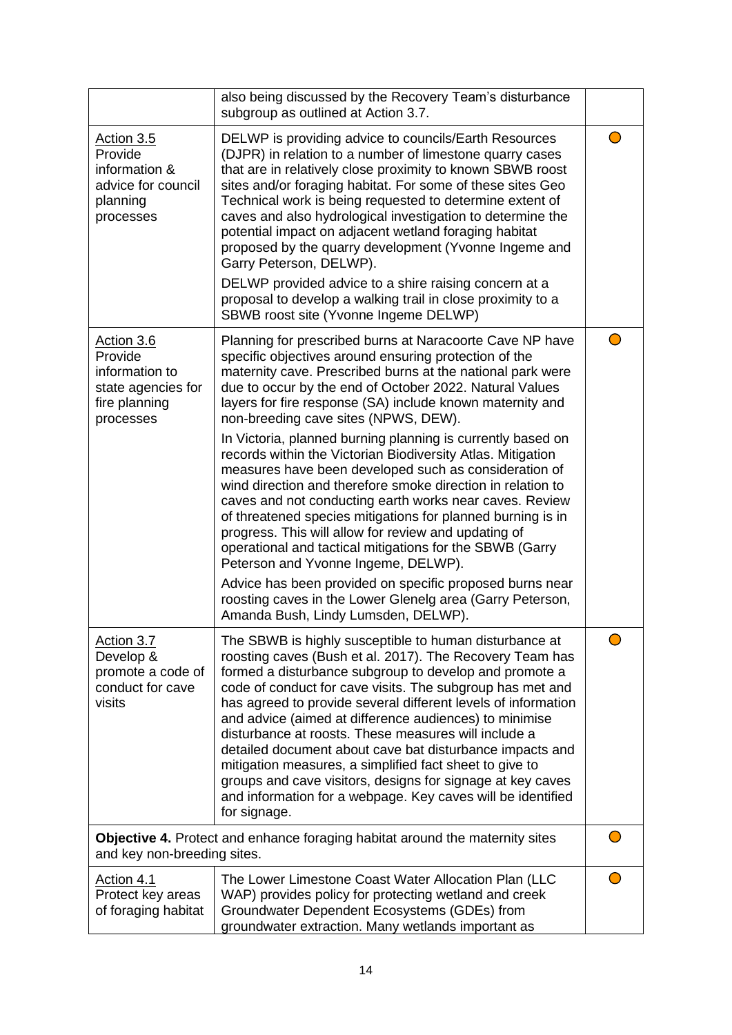| | | |
|---|---|---|
| | also being discussed by the Recovery Team's disturbance subgroup as outlined at Action 3.7. | |
| Action 3.5<br>Provide information & advice for council planning processes | DELWP is providing advice to councils/Earth Resources (DJPR) in relation to a number of limestone quarry cases that are in relatively close proximity to known SBWB roost sites and/or foraging habitat. For some of these sites Geo Technical work is being requested to determine extent of caves and also hydrological investigation to determine the potential impact on adjacent wetland foraging habitat proposed by the quarry development (Yvonne Ingeme and Garry Peterson, DELWP).<br><br>DELWP provided advice to a shire raising concern at a proposal to develop a walking trail in close proximity to a SBWB roost site (Yvonne Ingeme DELWP) | ⬤ |
| Action 3.6<br>Provide information to state agencies for fire planning processes | Planning for prescribed burns at Naracoorte Cave NP have specific objectives around ensuring protection of the maternity cave. Prescribed burns at the national park were due to occur by the end of October 2022. Natural Values layers for fire response (SA) include known maternity and non-breeding cave sites (NPWS, DEW).<br><br>In Victoria, planned burning planning is currently based on records within the Victorian Biodiversity Atlas. Mitigation measures have been developed such as consideration of wind direction and therefore smoke direction in relation to caves and not conducting earth works near caves. Review of threatened species mitigations for planned burning is in progress. This will allow for review and updating of operational and tactical mitigations for the SBWB (Garry Peterson and Yvonne Ingeme, DELWP).<br><br>Advice has been provided on specific proposed burns near roosting caves in the Lower Glenelg area (Garry Peterson, Amanda Bush, Lindy Lumsden, DELWP). | ⬤ |
| Action 3.7<br>Develop & promote a code of conduct for cave visits | The SBWB is highly susceptible to human disturbance at roosting caves (Bush et al. 2017). The Recovery Team has formed a disturbance subgroup to develop and promote a code of conduct for cave visits. The subgroup has met and has agreed to provide several different levels of information and advice (aimed at difference audiences) to minimise disturbance at roosts. These measures will include a detailed document about cave bat disturbance impacts and mitigation measures, a simplified fact sheet to give to groups and cave visitors, designs for signage at key caves and information for a webpage. Key caves will be identified for signage. | ⬤ |
| **Objective 4.** Protect and enhance foraging habitat around the maternity sites and key non-breeding sites. | | ⬤ |
| Action 4.1<br>Protect key areas of foraging habitat | The Lower Limestone Coast Water Allocation Plan (LLC WAP) provides policy for protecting wetland and creek Groundwater Dependent Ecosystems (GDEs) from groundwater extraction. Many wetlands important as | ⬤ |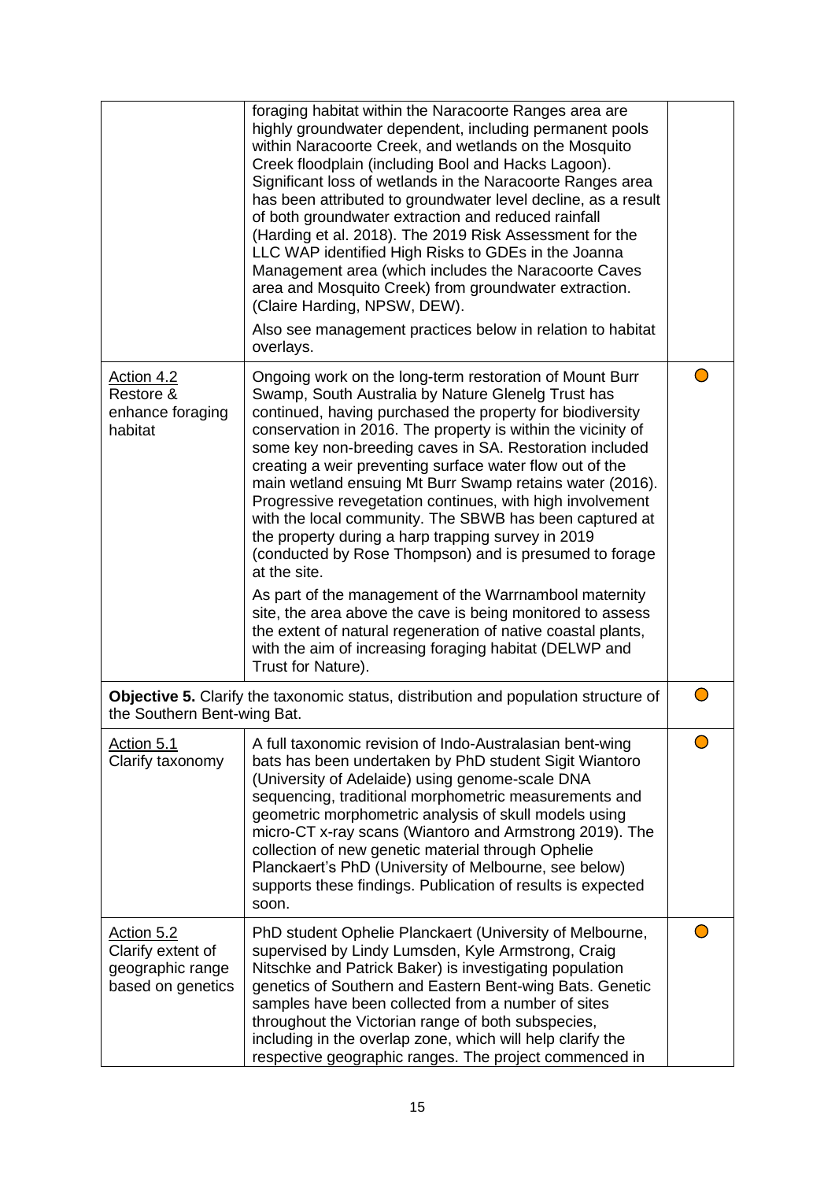| | | |
|---|---|---|
| | foraging habitat within the Naracoorte Ranges area are highly groundwater dependent, including permanent pools within Naracoorte Creek, and wetlands on the Mosquito Creek floodplain (including Bool and Hacks Lagoon). Significant loss of wetlands in the Naracoorte Ranges area has been attributed to groundwater level decline, as a result of both groundwater extraction and reduced rainfall (Harding et al. 2018). The 2019 Risk Assessment for the LLC WAP identified High Risks to GDEs in the Joanna Management area (which includes the Naracoorte Caves area and Mosquito Creek) from groundwater extraction. (Claire Harding, NPSW, DEW).<br><br>Also see management practices below in relation to habitat overlays. | |
| Action 4.2<br>Restore & enhance foraging habitat | Ongoing work on the long-term restoration of Mount Burr Swamp, South Australia by Nature Glenelg Trust has continued, having purchased the property for biodiversity conservation in 2016. The property is within the vicinity of some key non-breeding caves in SA. Restoration included creating a weir preventing surface water flow out of the main wetland ensuing Mt Burr Swamp retains water (2016). Progressive revegetation continues, with high involvement with the local community. The SBWB has been captured at the property during a harp trapping survey in 2019 (conducted by Rose Thompson) and is presumed to forage at the site.<br><br>As part of the management of the Warrnambool maternity site, the area above the cave is being monitored to assess the extent of natural regeneration of native coastal plants, with the aim of increasing foraging habitat (DELWP and Trust for Nature). | ◯ |
| **Objective 5.** Clarify the taxonomic status, distribution and population structure of the Southern Bent-wing Bat. | | ◯ |
| Action 5.1<br>Clarify taxonomy | A full taxonomic revision of Indo-Australasian bent-wing bats has been undertaken by PhD student Sigit Wiantoro (University of Adelaide) using genome-scale DNA sequencing, traditional morphometric measurements and geometric morphometric analysis of skull models using micro-CT x-ray scans (Wiantoro and Armstrong 2019). The collection of new genetic material through Ophelie Planckaert's PhD (University of Melbourne, see below) supports these findings. Publication of results is expected soon. | ◯ |
| Action 5.2<br>Clarify extent of geographic range based on genetics | PhD student Ophelie Planckaert (University of Melbourne, supervised by Lindy Lumsden, Kyle Armstrong, Craig Nitschke and Patrick Baker) is investigating population genetics of Southern and Eastern Bent-wing Bats. Genetic samples have been collected from a number of sites throughout the Victorian range of both subspecies, including in the overlap zone, which will help clarify the respective geographic ranges. The project commenced in | ◯ |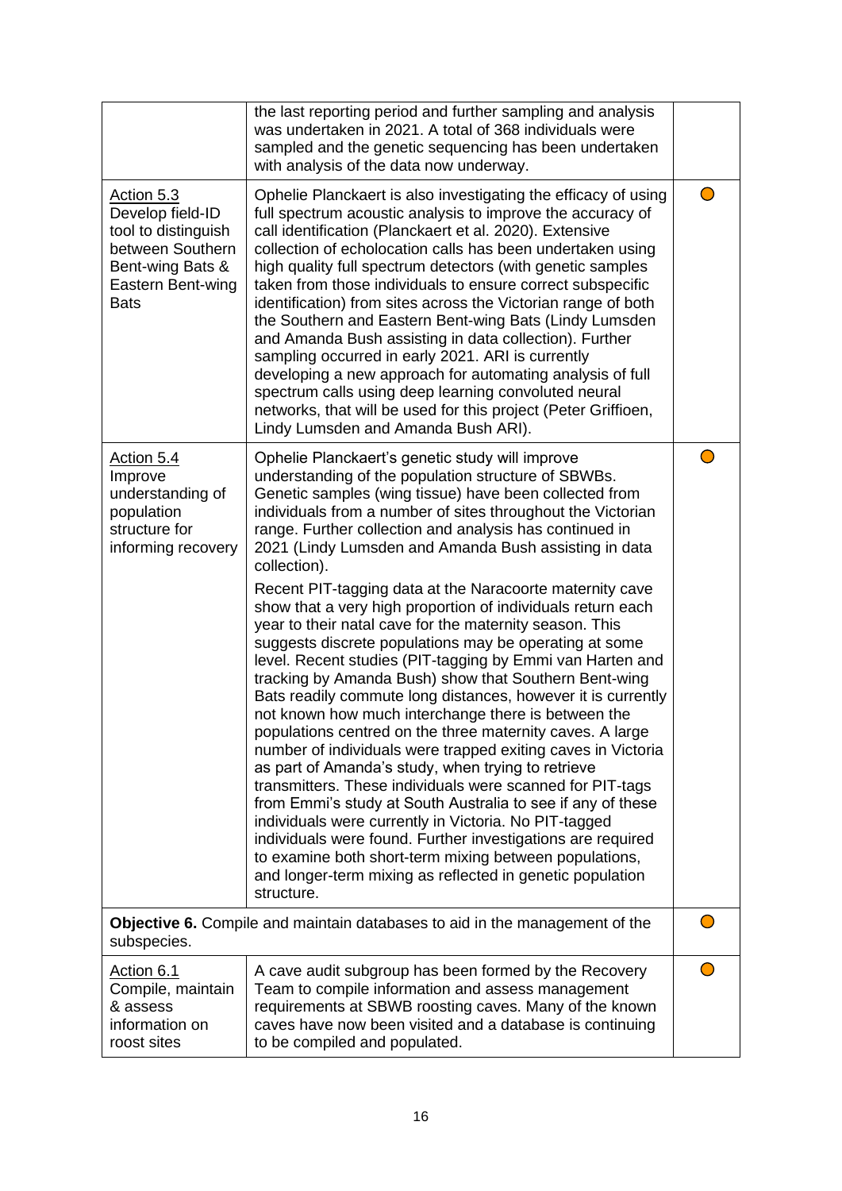| | | |
|---|---|---|
| | the last reporting period and further sampling and analysis was undertaken in 2021. A total of 368 individuals were sampled and the genetic sequencing has been undertaken with analysis of the data now underway. | |
| Action 5.3<br>Develop field-ID tool to distinguish between Southern Bent-wing Bats & Eastern Bent-wing Bats | Ophelie Planckaert is also investigating the efficacy of using full spectrum acoustic analysis to improve the accuracy of call identification (Planckaert et al. 2020). Extensive collection of echolocation calls has been undertaken using high quality full spectrum detectors (with genetic samples taken from those individuals to ensure correct subspecific identification) from sites across the Victorian range of both the Southern and Eastern Bent-wing Bats (Lindy Lumsden and Amanda Bush assisting in data collection). Further sampling occurred in early 2021. ARI is currently developing a new approach for automating analysis of full spectrum calls using deep learning convoluted neural networks, that will be used for this project (Peter Griffioen, Lindy Lumsden and Amanda Bush ARI). | ○ |
| Action 5.4<br>Improve understanding of population structure for informing recovery | Ophelie Planckaert's genetic study will improve understanding of the population structure of SBWBs. Genetic samples (wing tissue) have been collected from individuals from a number of sites throughout the Victorian range. Further collection and analysis has continued in 2021 (Lindy Lumsden and Amanda Bush assisting in data collection).<br><br>Recent PIT-tagging data at the Naracoorte maternity cave show that a very high proportion of individuals return each year to their natal cave for the maternity season. This suggests discrete populations may be operating at some level. Recent studies (PIT-tagging by Emmi van Harten and tracking by Amanda Bush) show that Southern Bent-wing Bats readily commute long distances, however it is currently not known how much interchange there is between the populations centred on the three maternity caves. A large number of individuals were trapped exiting caves in Victoria as part of Amanda's study, when trying to retrieve transmitters. These individuals were scanned for PIT-tags from Emmi's study at South Australia to see if any of these individuals were currently in Victoria. No PIT-tagged individuals were found. Further investigations are required to examine both short-term mixing between populations, and longer-term mixing as reflected in genetic population structure. | ○ |
| **Objective 6.** Compile and maintain databases to aid in the management of the subspecies. | | ○ |
| Action 6.1<br>Compile, maintain & assess information on roost sites | A cave audit subgroup has been formed by the Recovery Team to compile information and assess management requirements at SBWB roosting caves. Many of the known caves have now been visited and a database is continuing to be compiled and populated. | ○ |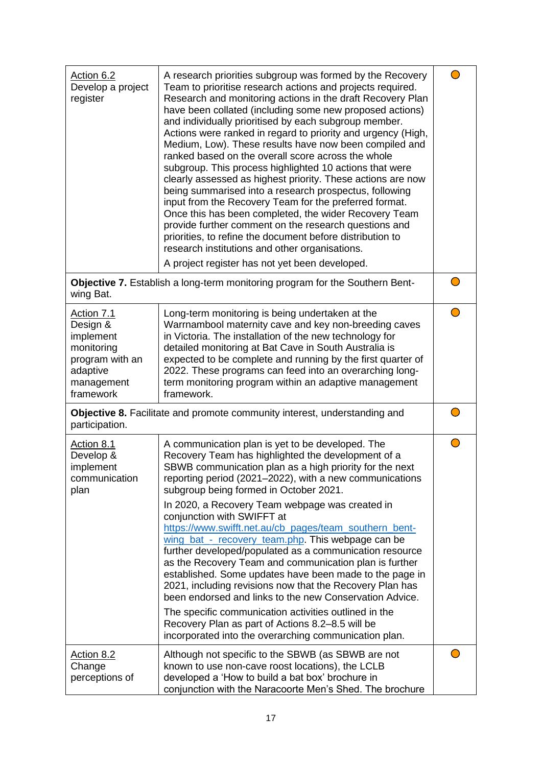| | | |
|---|---|---|
| Action 6.2<br>Develop a project register | A research priorities subgroup was formed by the Recovery Team to prioritise research actions and projects required. Research and monitoring actions in the draft Recovery Plan have been collated (including some new proposed actions) and individually prioritised by each subgroup member. Actions were ranked in regard to priority and urgency (High, Medium, Low). These results have now been compiled and ranked based on the overall score across the whole subgroup. This process highlighted 10 actions that were clearly assessed as highest priority. These actions are now being summarised into a research prospectus, following input from the Recovery Team for the preferred format. Once this has been completed, the wider Recovery Team provide further comment on the research questions and priorities, to refine the document before distribution to research institutions and other organisations.<br><br>A project register has not yet been developed. | ○ |
| **Objective 7.** Establish a long-term monitoring program for the Southern Bent-wing Bat. | | ○ |
| Action 7.1<br>Design & implement monitoring program with an adaptive management framework | Long-term monitoring is being undertaken at the Warrnambool maternity cave and key non-breeding caves in Victoria. The installation of the new technology for detailed monitoring at Bat Cave in South Australia is expected to be complete and running by the first quarter of 2022. These programs can feed into an overarching long-term monitoring program within an adaptive management framework. | ○ |
| **Objective 8.** Facilitate and promote community interest, understanding and participation. | | ○ |
| Action 8.1<br>Develop & implement communication plan | A communication plan is yet to be developed. The Recovery Team has highlighted the development of a SBWB communication plan as a high priority for the next reporting period (2021–2022), with a new communications subgroup being formed in October 2021.<br><br>In 2020, a Recovery Team webpage was created in conjunction with SWIFFT at https://www.swifft.net.au/cb_pages/team_southern_bent-wing_bat_-_recovery_team.php. This webpage can be further developed/populated as a communication resource as the Recovery Team and communication plan is further established. Some updates have been made to the page in 2021, including revisions now that the Recovery Plan has been endorsed and links to the new Conservation Advice.<br><br>The specific communication activities outlined in the Recovery Plan as part of Actions 8.2–8.5 will be incorporated into the overarching communication plan. | ○ |
| Action 8.2<br>Change perceptions of | Although not specific to the SBWB (as SBWB are not known to use non-cave roost locations), the LCLB developed a 'How to build a bat box' brochure in conjunction with the Naracoorte Men's Shed. The brochure | ○ |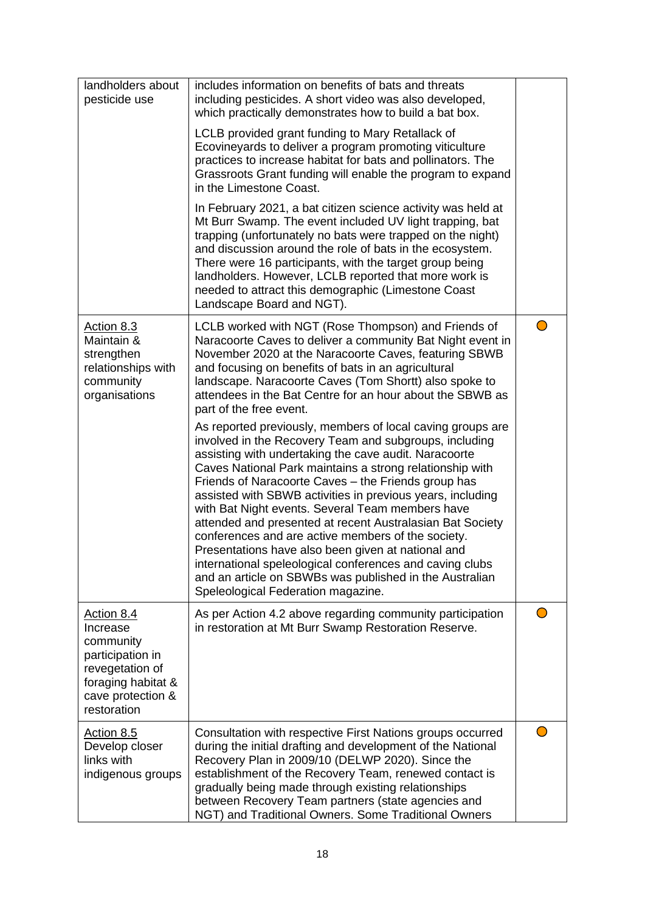| | | |
|---|---|---|
| landholders about pesticide use | includes information on benefits of bats and threats including pesticides. A short video was also developed, which practically demonstrates how to build a bat box.<br><br>LCLB provided grant funding to Mary Retallack of Ecovineyards to deliver a program promoting viticulture practices to increase habitat for bats and pollinators. The Grassroots Grant funding will enable the program to expand in the Limestone Coast.<br><br>In February 2021, a bat citizen science activity was held at Mt Burr Swamp. The event included UV light trapping, bat trapping (unfortunately no bats were trapped on the night) and discussion around the role of bats in the ecosystem. There were 16 participants, with the target group being landholders. However, LCLB reported that more work is needed to attract this demographic (Limestone Coast Landscape Board and NGT). | |
| Action 8.3<br>Maintain & strengthen relationships with community organisations | LCLB worked with NGT (Rose Thompson) and Friends of Naracoorte Caves to deliver a community Bat Night event in November 2020 at the Naracoorte Caves, featuring SBWB and focusing on benefits of bats in an agricultural landscape. Naracoorte Caves (Tom Shortt) also spoke to attendees in the Bat Centre for an hour about the SBWB as part of the free event.<br><br>As reported previously, members of local caving groups are involved in the Recovery Team and subgroups, including assisting with undertaking the cave audit. Naracoorte Caves National Park maintains a strong relationship with Friends of Naracoorte Caves – the Friends group has assisted with SBWB activities in previous years, including with Bat Night events. Several Team members have attended and presented at recent Australasian Bat Society conferences and are active members of the society. Presentations have also been given at national and international speleological conferences and caving clubs and an article on SBWBs was published in the Australian Speleological Federation magazine. | ○ |
| Action 8.4<br>Increase community participation in revegetation of foraging habitat & cave protection & restoration | As per Action 4.2 above regarding community participation in restoration at Mt Burr Swamp Restoration Reserve. | ○ |
| Action 8.5<br>Develop closer links with indigenous groups | Consultation with respective First Nations groups occurred during the initial drafting and development of the National Recovery Plan in 2009/10 (DELWP 2020). Since the establishment of the Recovery Team, renewed contact is gradually being made through existing relationships between Recovery Team partners (state agencies and NGT) and Traditional Owners. Some Traditional Owners | ○ |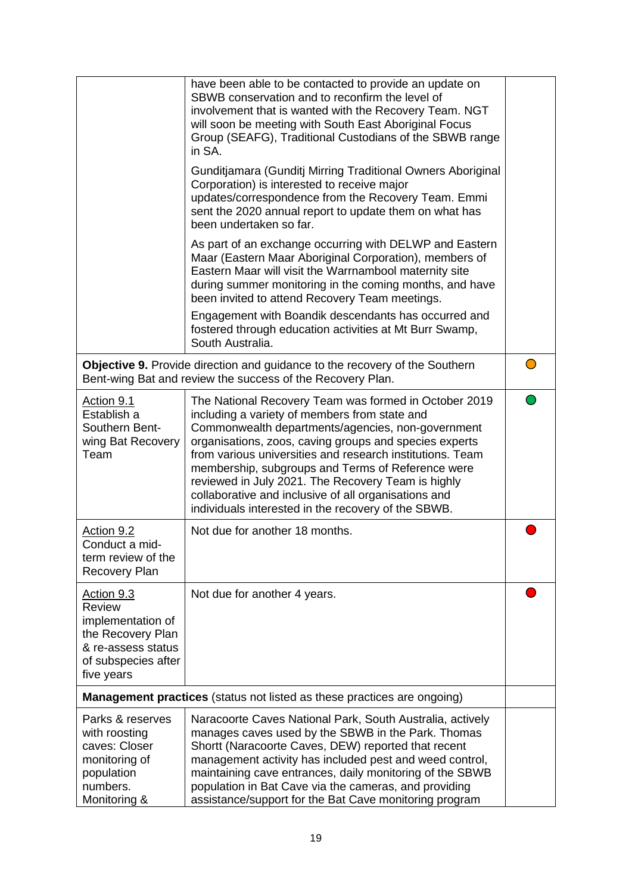| | | |
|---|---|---|
| | have been able to be contacted to provide an update on SBWB conservation and to reconfirm the level of involvement that is wanted with the Recovery Team. NGT will soon be meeting with South East Aboriginal Focus Group (SEAFG), Traditional Custodians of the SBWB range in SA.<br><br>Gunditjamara (Gunditj Mirring Traditional Owners Aboriginal Corporation) is interested to receive major updates/correspondence from the Recovery Team. Emmi sent the 2020 annual report to update them on what has been undertaken so far.<br><br>As part of an exchange occurring with DELWP and Eastern Maar (Eastern Maar Aboriginal Corporation), members of Eastern Maar will visit the Warrnambool maternity site during summer monitoring in the coming months, and have been invited to attend Recovery Team meetings.<br><br>Engagement with Boandik descendants has occurred and fostered through education activities at Mt Burr Swamp, South Australia. | |
| **Objective 9.** Provide direction and guidance to the recovery of the Southern Bent-wing Bat and review the success of the Recovery Plan. | | 🟠 |
| <u>Action 9.1</u><br>Establish a Southern Bent-wing Bat Recovery Team | The National Recovery Team was formed in October 2019 including a variety of members from state and Commonwealth departments/agencies, non-government organisations, zoos, caving groups and species experts from various universities and research institutions. Team membership, subgroups and Terms of Reference were reviewed in July 2021. The Recovery Team is highly collaborative and inclusive of all organisations and individuals interested in the recovery of the SBWB. | 🟢 |
| <u>Action 9.2</u><br>Conduct a mid-term review of the Recovery Plan | Not due for another 18 months. | 🔴 |
| <u>Action 9.3</u><br>Review implementation of the Recovery Plan & re-assess status of subspecies after five years | Not due for another 4 years. | 🔴 |
| **Management practices** (status not listed as these practices are ongoing) | | |
| Parks & reserves with roosting caves: Closer monitoring of population numbers. Monitoring & | Naracoorte Caves National Park, South Australia, actively manages caves used by the SBWB in the Park. Thomas Shortt (Naracoorte Caves, DEW) reported that recent management activity has included pest and weed control, maintaining cave entrances, daily monitoring of the SBWB population in Bat Cave via the cameras, and providing assistance/support for the Bat Cave monitoring program | |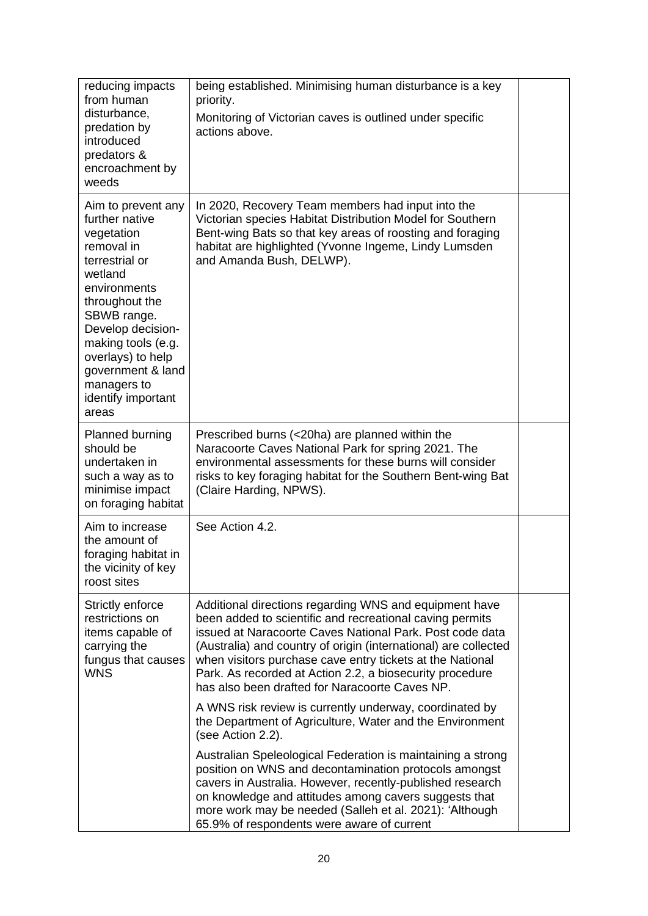| | | |
|---|---|---|
| reducing impacts from human disturbance, predation by introduced predators & encroachment by weeds | being established. Minimising human disturbance is a key priority.<br><br>Monitoring of Victorian caves is outlined under specific actions above. | |
| Aim to prevent any further native vegetation removal in terrestrial or wetland environments throughout the SBWB range. Develop decision-making tools (e.g. overlays) to help government & land managers to identify important areas | In 2020, Recovery Team members had input into the Victorian species Habitat Distribution Model for Southern Bent-wing Bats so that key areas of roosting and foraging habitat are highlighted (Yvonne Ingeme, Lindy Lumsden and Amanda Bush, DELWP). | |
| Planned burning should be undertaken in such a way as to minimise impact on foraging habitat | Prescribed burns (<20ha) are planned within the Naracoorte Caves National Park for spring 2021. The environmental assessments for these burns will consider risks to key foraging habitat for the Southern Bent-wing Bat (Claire Harding, NPWS). | |
| Aim to increase the amount of foraging habitat in the vicinity of key roost sites | See Action 4.2. | |
| Strictly enforce restrictions on items capable of carrying the fungus that causes WNS | Additional directions regarding WNS and equipment have been added to scientific and recreational caving permits issued at Naracoorte Caves National Park. Post code data (Australia) and country of origin (international) are collected when visitors purchase cave entry tickets at the National Park. As recorded at Action 2.2, a biosecurity procedure has also been drafted for Naracoorte Caves NP.<br><br>A WNS risk review is currently underway, coordinated by the Department of Agriculture, Water and the Environment (see Action 2.2).<br><br>Australian Speleological Federation is maintaining a strong position on WNS and decontamination protocols amongst cavers in Australia. However, recently-published research on knowledge and attitudes among cavers suggests that more work may be needed (Salleh et al. 2021): 'Although 65.9% of respondents were aware of current | |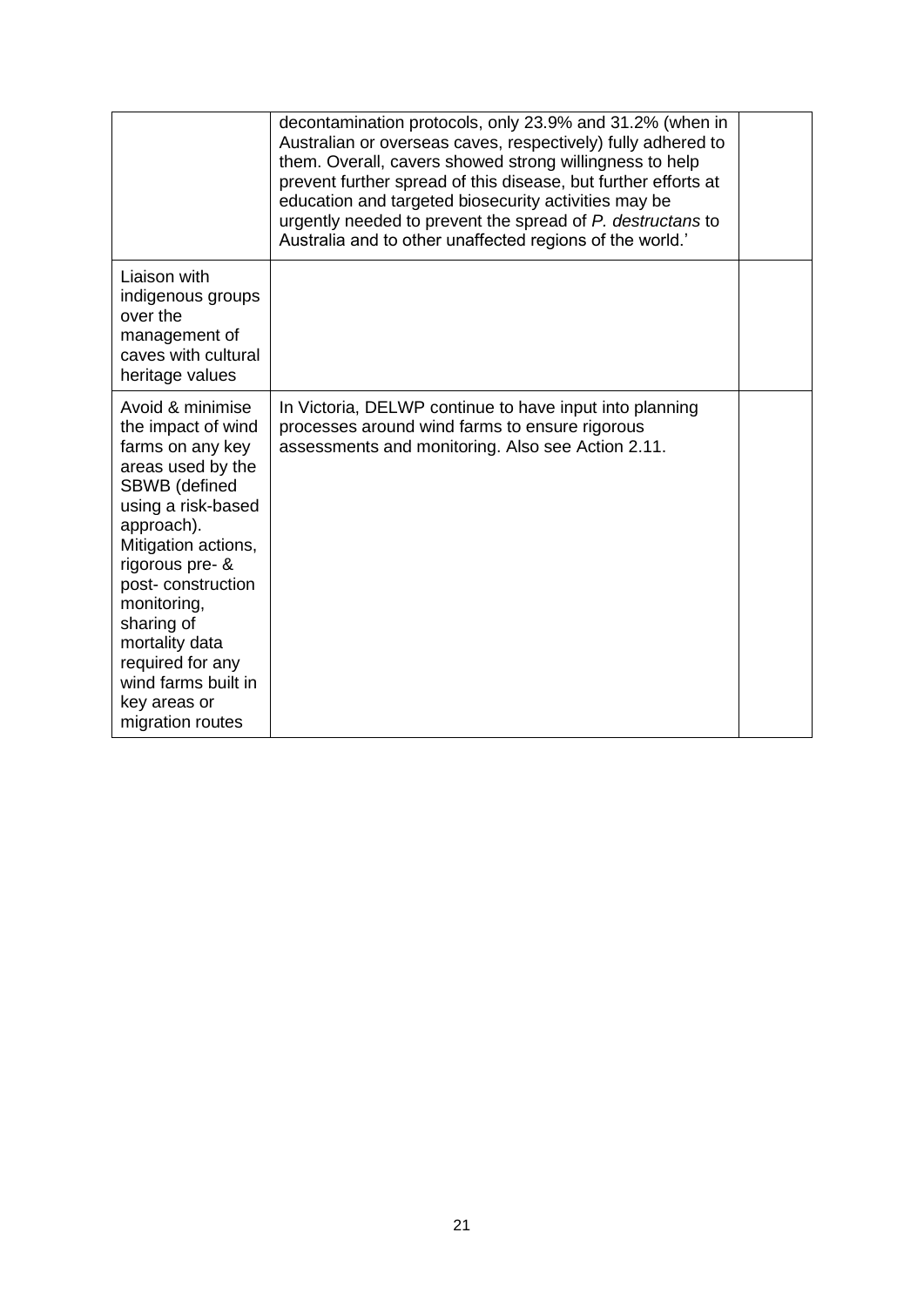| | | |
|---|---|---|
| | decontamination protocols, only 23.9% and 31.2% (when in Australian or overseas caves, respectively) fully adhered to them. Overall, cavers showed strong willingness to help prevent further spread of this disease, but further efforts at education and targeted biosecurity activities may be urgently needed to prevent the spread of *P. destructans* to Australia and to other unaffected regions of the world.' | |
| Liaison with indigenous groups over the management of caves with cultural heritage values | | |
| Avoid & minimise the impact of wind farms on any key areas used by the SBWB (defined using a risk-based approach). Mitigation actions, rigorous pre- & post- construction monitoring, sharing of mortality data required for any wind farms built in key areas or migration routes | In Victoria, DELWP continue to have input into planning processes around wind farms to ensure rigorous assessments and monitoring. Also see Action 2.11. | |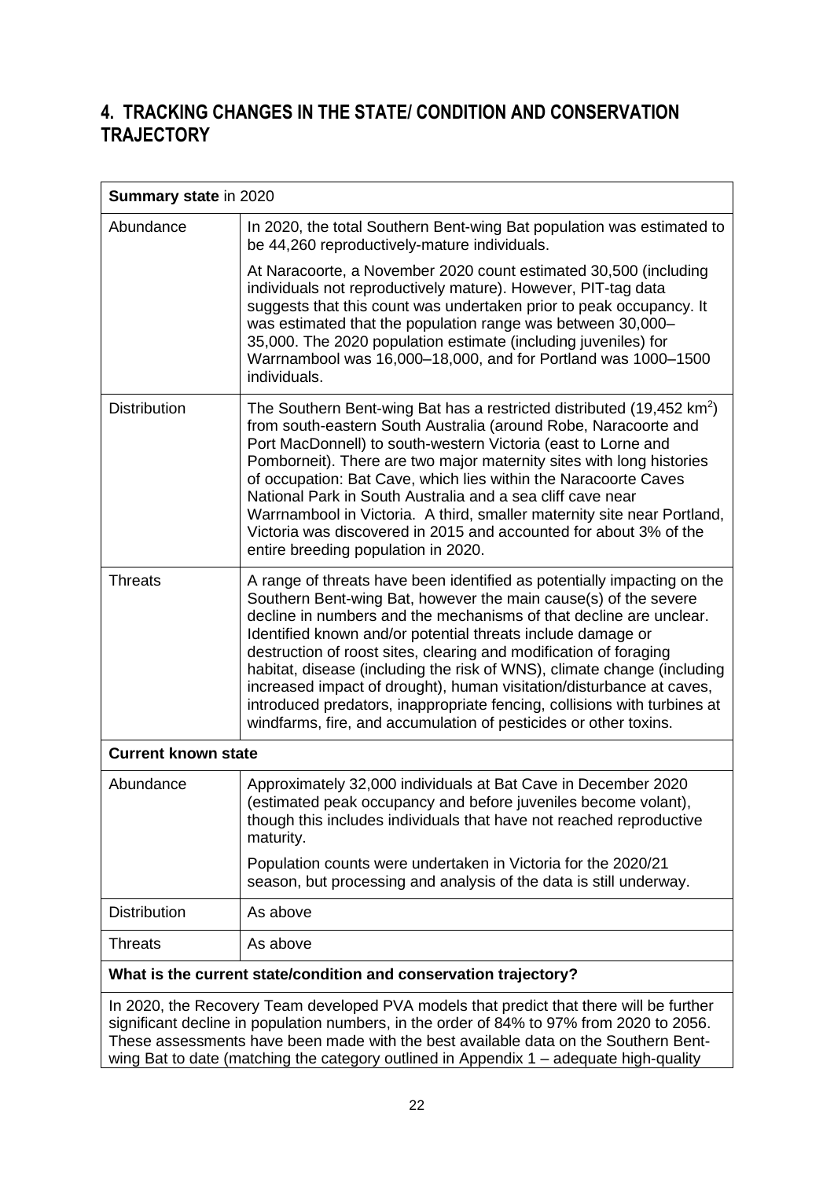## 4. TRACKING CHANGES IN THE STATE/ CONDITION AND CONSERVATION TRAJECTORY

| **Summary state** in 2020 | |
|---|---|
| Abundance | In 2020, the total Southern Bent-wing Bat population was estimated to be 44,260 reproductively-mature individuals.<br><br>At Naracoorte, a November 2020 count estimated 30,500 (including individuals not reproductively mature). However, PIT-tag data suggests that this count was undertaken prior to peak occupancy. It was estimated that the population range was between 30,000–35,000. The 2020 population estimate (including juveniles) for Warrnambool was 16,000–18,000, and for Portland was 1000–1500 individuals. |
| Distribution | The Southern Bent-wing Bat has a restricted distributed (19,452 km$^2$) from south-eastern South Australia (around Robe, Naracoorte and Port MacDonnell) to south-western Victoria (east to Lorne and Pomborneit). There are two major maternity sites with long histories of occupation: Bat Cave, which lies within the Naracoorte Caves National Park in South Australia and a sea cliff cave near Warrnambool in Victoria. A third, smaller maternity site near Portland, Victoria was discovered in 2015 and accounted for about 3% of the entire breeding population in 2020. |
| Threats | A range of threats have been identified as potentially impacting on the Southern Bent-wing Bat, however the main cause(s) of the severe decline in numbers and the mechanisms of that decline are unclear. Identified known and/or potential threats include damage or destruction of roost sites, clearing and modification of foraging habitat, disease (including the risk of WNS), climate change (including increased impact of drought), human visitation/disturbance at caves, introduced predators, inappropriate fencing, collisions with turbines at windfarms, fire, and accumulation of pesticides or other toxins. |
| **Current known state** | |
| Abundance | Approximately 32,000 individuals at Bat Cave in December 2020 (estimated peak occupancy and before juveniles become volant), though this includes individuals that have not reached reproductive maturity.<br><br>Population counts were undertaken in Victoria for the 2020/21 season, but processing and analysis of the data is still underway. |
| Distribution | As above |
| Threats | As above |
| **What is the current state/condition and conservation trajectory?** | |
| In 2020, the Recovery Team developed PVA models that predict that there will be further significant decline in population numbers, in the order of 84% to 97% from 2020 to 2056. These assessments have been made with the best available data on the Southern Bent-wing Bat to date (matching the category outlined in Appendix 1 – adequate high-quality | |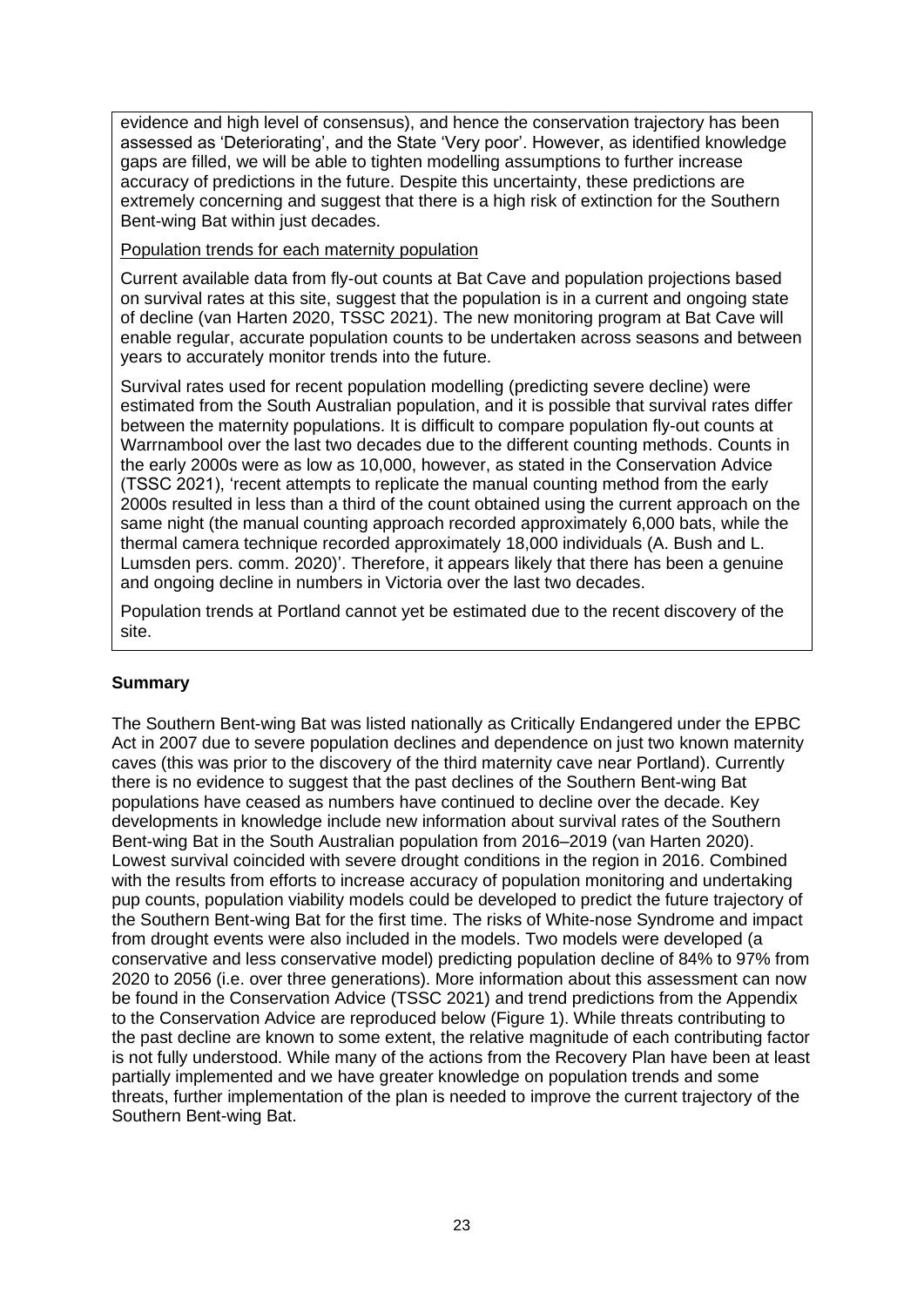evidence and high level of consensus), and hence the conservation trajectory has been assessed as 'Deteriorating', and the State 'Very poor'. However, as identified knowledge gaps are filled, we will be able to tighten modelling assumptions to further increase accuracy of predictions in the future. Despite this uncertainty, these predictions are extremely concerning and suggest that there is a high risk of extinction for the Southern Bent-wing Bat within just decades.

Population trends for each maternity population

Current available data from fly-out counts at Bat Cave and population projections based on survival rates at this site, suggest that the population is in a current and ongoing state of decline (van Harten 2020, TSSC 2021). The new monitoring program at Bat Cave will enable regular, accurate population counts to be undertaken across seasons and between years to accurately monitor trends into the future.

Survival rates used for recent population modelling (predicting severe decline) were estimated from the South Australian population, and it is possible that survival rates differ between the maternity populations. It is difficult to compare population fly-out counts at Warrnambool over the last two decades due to the different counting methods. Counts in the early 2000s were as low as 10,000, however, as stated in the Conservation Advice (TSSC 2021), 'recent attempts to replicate the manual counting method from the early 2000s resulted in less than a third of the count obtained using the current approach on the same night (the manual counting approach recorded approximately 6,000 bats, while the thermal camera technique recorded approximately 18,000 individuals (A. Bush and L. Lumsden pers. comm. 2020)'. Therefore, it appears likely that there has been a genuine and ongoing decline in numbers in Victoria over the last two decades.

Population trends at Portland cannot yet be estimated due to the recent discovery of the site.

**Summary**

The Southern Bent-wing Bat was listed nationally as Critically Endangered under the EPBC Act in 2007 due to severe population declines and dependence on just two known maternity caves (this was prior to the discovery of the third maternity cave near Portland). Currently there is no evidence to suggest that the past declines of the Southern Bent-wing Bat populations have ceased as numbers have continued to decline over the decade. Key developments in knowledge include new information about survival rates of the Southern Bent-wing Bat in the South Australian population from 2016–2019 (van Harten 2020). Lowest survival coincided with severe drought conditions in the region in 2016. Combined with the results from efforts to increase accuracy of population monitoring and undertaking pup counts, population viability models could be developed to predict the future trajectory of the Southern Bent-wing Bat for the first time. The risks of White-nose Syndrome and impact from drought events were also included in the models. Two models were developed (a conservative and less conservative model) predicting population decline of 84% to 97% from 2020 to 2056 (i.e. over three generations). More information about this assessment can now be found in the Conservation Advice (TSSC 2021) and trend predictions from the Appendix to the Conservation Advice are reproduced below (Figure 1). While threats contributing to the past decline are known to some extent, the relative magnitude of each contributing factor is not fully understood. While many of the actions from the Recovery Plan have been at least partially implemented and we have greater knowledge on population trends and some threats, further implementation of the plan is needed to improve the current trajectory of the Southern Bent-wing Bat.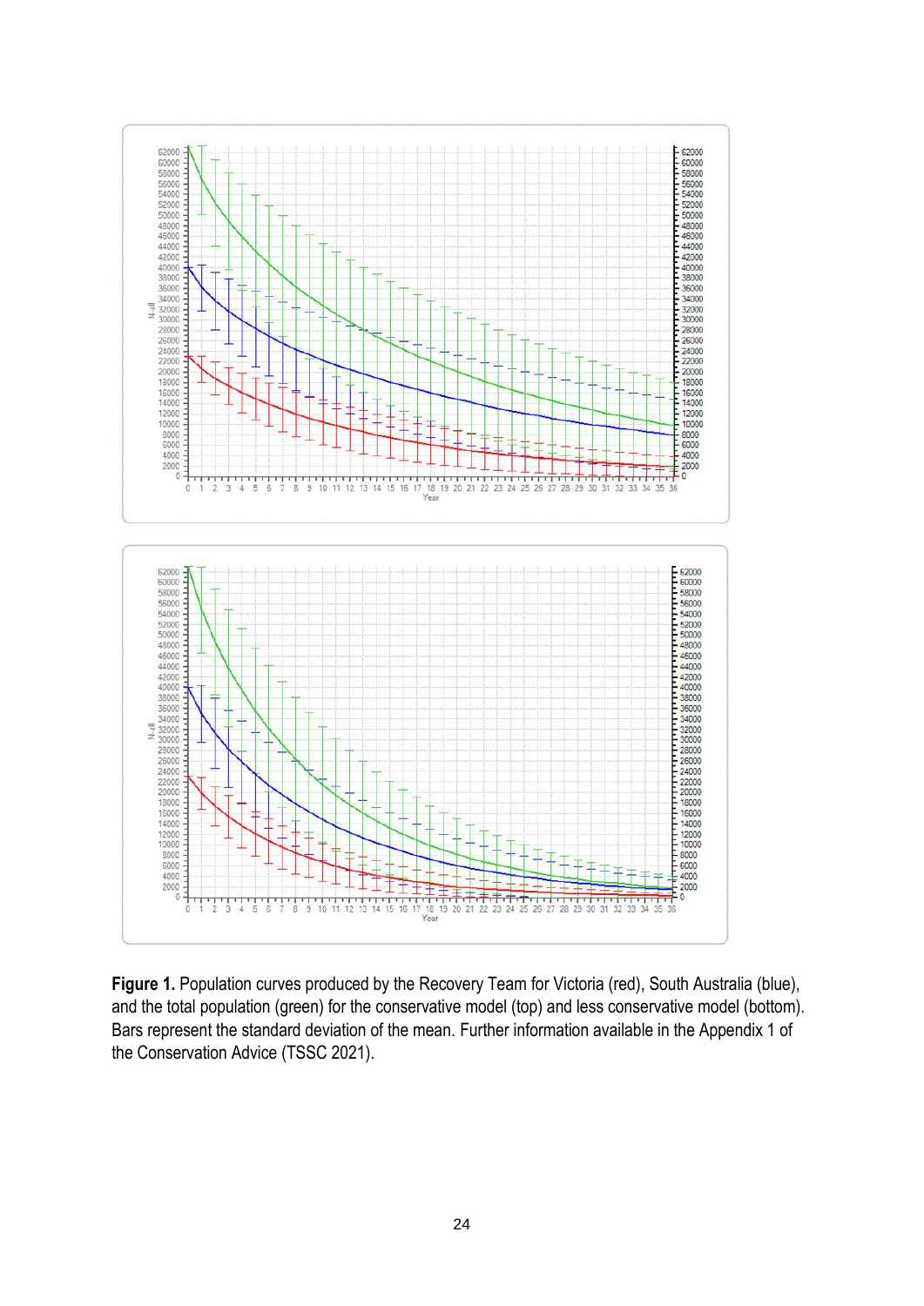**Figure 1.** Population curves produced by the Recovery Team for Victoria (red), South Australia (blue), and the total population (green) for the conservative model (top) and less conservative model (bottom). Bars represent the standard deviation of the mean. Further information available in the Appendix 1 of the Conservation Advice (TSSC 2021).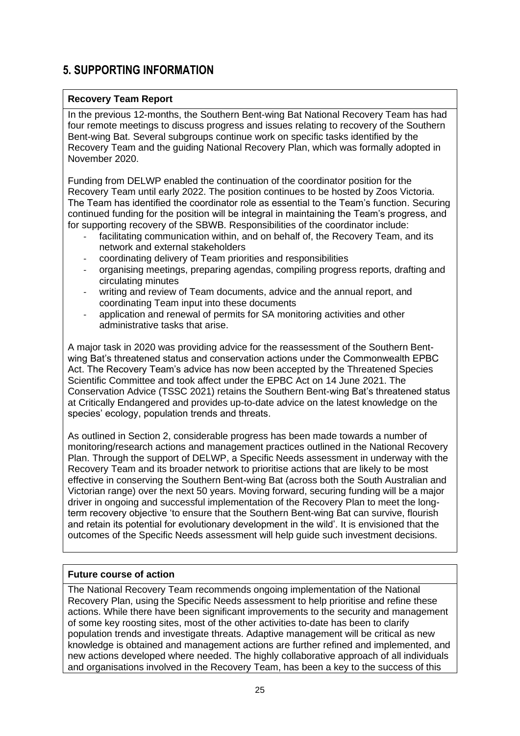# 5. SUPPORTING INFORMATION

**Recovery Team Report**

In the previous 12-months, the Southern Bent-wing Bat National Recovery Team has had four remote meetings to discuss progress and issues relating to recovery of the Southern Bent-wing Bat. Several subgroups continue work on specific tasks identified by the Recovery Team and the guiding National Recovery Plan, which was formally adopted in November 2020.

Funding from DELWP enabled the continuation of the coordinator position for the Recovery Team until early 2022. The position continues to be hosted by Zoos Victoria. The Team has identified the coordinator role as essential to the Team's function. Securing continued funding for the position will be integral in maintaining the Team's progress, and for supporting recovery of the SBWB. Responsibilities of the coordinator include:

- facilitating communication within, and on behalf of, the Recovery Team, and its network and external stakeholders
- coordinating delivery of Team priorities and responsibilities
- organising meetings, preparing agendas, compiling progress reports, drafting and circulating minutes
- writing and review of Team documents, advice and the annual report, and coordinating Team input into these documents
- application and renewal of permits for SA monitoring activities and other administrative tasks that arise.

A major task in 2020 was providing advice for the reassessment of the Southern Bent-wing Bat's threatened status and conservation actions under the Commonwealth EPBC Act. The Recovery Team's advice has now been accepted by the Threatened Species Scientific Committee and took affect under the EPBC Act on 14 June 2021. The Conservation Advice (TSSC 2021) retains the Southern Bent-wing Bat's threatened status at Critically Endangered and provides up-to-date advice on the latest knowledge on the species' ecology, population trends and threats.

As outlined in Section 2, considerable progress has been made towards a number of monitoring/research actions and management practices outlined in the National Recovery Plan. Through the support of DELWP, a Specific Needs assessment in underway with the Recovery Team and its broader network to prioritise actions that are likely to be most effective in conserving the Southern Bent-wing Bat (across both the South Australian and Victorian range) over the next 50 years. Moving forward, securing funding will be a major driver in ongoing and successful implementation of the Recovery Plan to meet the long-term recovery objective 'to ensure that the Southern Bent-wing Bat can survive, flourish and retain its potential for evolutionary development in the wild'. It is envisioned that the outcomes of the Specific Needs assessment will help guide such investment decisions.

**Future course of action**

The National Recovery Team recommends ongoing implementation of the National Recovery Plan, using the Specific Needs assessment to help prioritise and refine these actions. While there have been significant improvements to the security and management of some key roosting sites, most of the other activities to-date has been to clarify population trends and investigate threats. Adaptive management will be critical as new knowledge is obtained and management actions are further refined and implemented, and new actions developed where needed. The highly collaborative approach of all individuals and organisations involved in the Recovery Team, has been a key to the success of this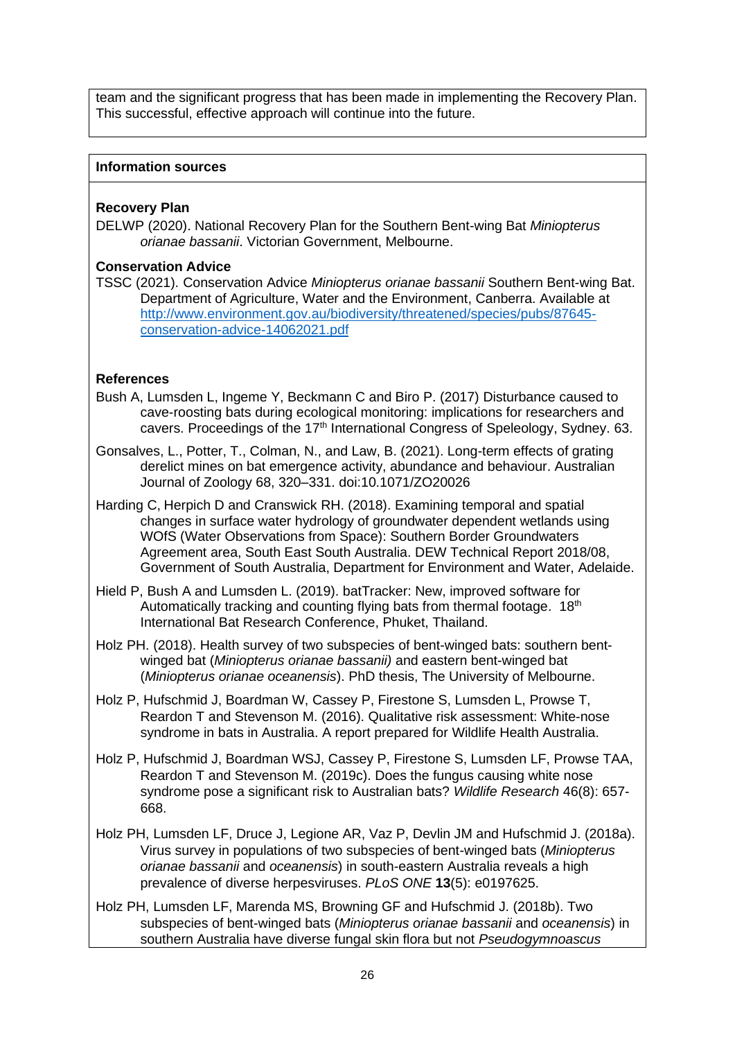team and the significant progress that has been made in implementing the Recovery Plan. This successful, effective approach will continue into the future.

**Information sources**

**Recovery Plan**

DELWP (2020). National Recovery Plan for the Southern Bent-wing Bat *Miniopterus orianae bassanii*. Victorian Government, Melbourne.

**Conservation Advice**

TSSC (2021). Conservation Advice *Miniopterus orianae bassanii* Southern Bent-wing Bat. Department of Agriculture, Water and the Environment, Canberra. Available at http://www.environment.gov.au/biodiversity/threatened/species/pubs/87645-conservation-advice-14062021.pdf

**References**

Bush A, Lumsden L, Ingeme Y, Beckmann C and Biro P. (2017) Disturbance caused to cave-roosting bats during ecological monitoring: implications for researchers and cavers. Proceedings of the 17th International Congress of Speleology, Sydney. 63.

Gonsalves, L., Potter, T., Colman, N., and Law, B. (2021). Long-term effects of grating derelict mines on bat emergence activity, abundance and behaviour. Australian Journal of Zoology 68, 320–331. doi:10.1071/ZO20026

Harding C, Herpich D and Cranswick RH. (2018). Examining temporal and spatial changes in surface water hydrology of groundwater dependent wetlands using WOfS (Water Observations from Space): Southern Border Groundwaters Agreement area, South East South Australia. DEW Technical Report 2018/08, Government of South Australia, Department for Environment and Water, Adelaide.

Hield P, Bush A and Lumsden L. (2019). batTracker: New, improved software for Automatically tracking and counting flying bats from thermal footage. 18th International Bat Research Conference, Phuket, Thailand.

Holz PH. (2018). Health survey of two subspecies of bent-winged bats: southern bent-winged bat (*Miniopterus orianae bassanii)* and eastern bent-winged bat (*Miniopterus orianae oceanensis*). PhD thesis, The University of Melbourne.

Holz P, Hufschmid J, Boardman W, Cassey P, Firestone S, Lumsden L, Prowse T, Reardon T and Stevenson M. (2016). Qualitative risk assessment: White-nose syndrome in bats in Australia. A report prepared for Wildlife Health Australia.

Holz P, Hufschmid J, Boardman WSJ, Cassey P, Firestone S, Lumsden LF, Prowse TAA, Reardon T and Stevenson M. (2019c). Does the fungus causing white nose syndrome pose a significant risk to Australian bats? *Wildlife Research* 46(8): 657-668.

Holz PH, Lumsden LF, Druce J, Legione AR, Vaz P, Devlin JM and Hufschmid J. (2018a). Virus survey in populations of two subspecies of bent-winged bats (*Miniopterus orianae bassanii* and *oceanensis*) in south-eastern Australia reveals a high prevalence of diverse herpesviruses. *PLoS ONE* **13**(5): e0197625.

Holz PH, Lumsden LF, Marenda MS, Browning GF and Hufschmid J. (2018b). Two subspecies of bent-winged bats (*Miniopterus orianae bassanii* and *oceanensis*) in southern Australia have diverse fungal skin flora but not *Pseudogymnoascus*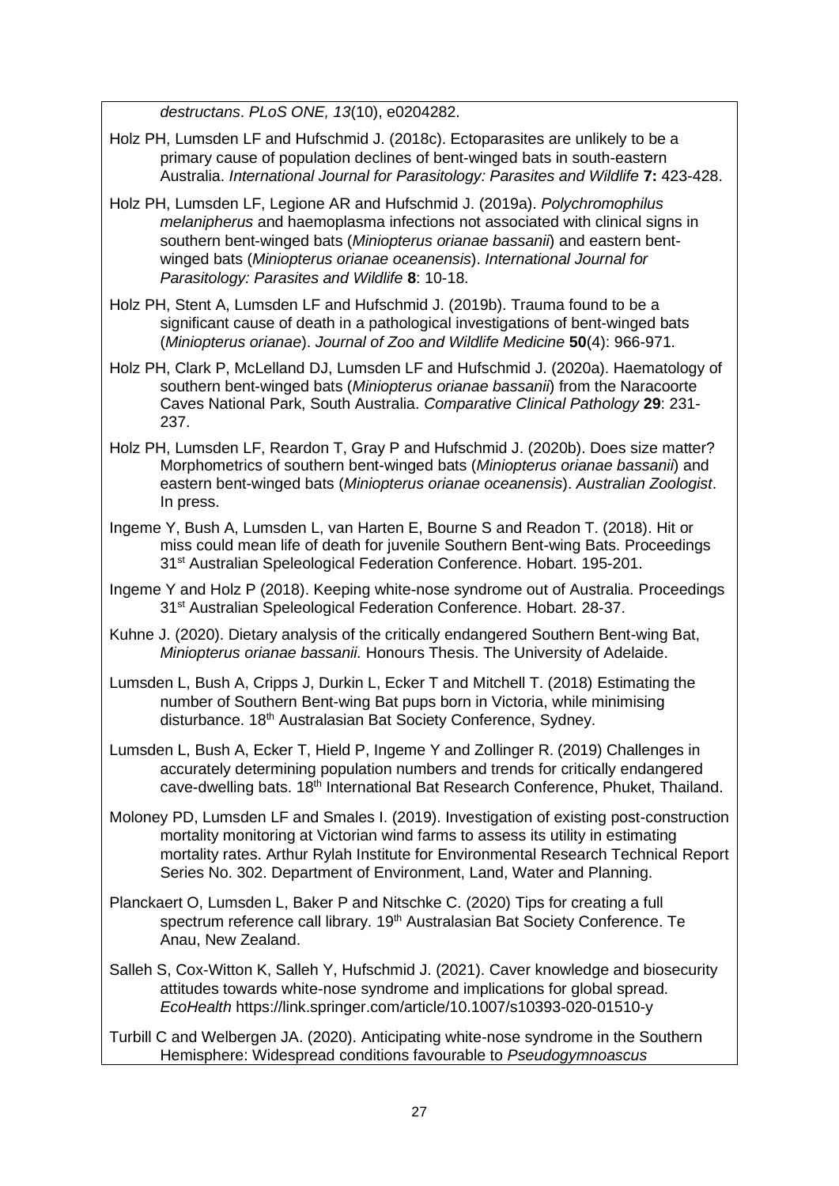*destructans*. *PLoS ONE, 13*(10), e0204282.

Holz PH, Lumsden LF and Hufschmid J. (2018c). Ectoparasites are unlikely to be a primary cause of population declines of bent-winged bats in south-eastern Australia. *International Journal for Parasitology: Parasites and Wildlife* **7:** 423-428.

Holz PH, Lumsden LF, Legione AR and Hufschmid J. (2019a). *Polychromophilus melanipherus* and haemoplasma infections not associated with clinical signs in southern bent-winged bats (*Miniopterus orianae bassanii*) and eastern bent-winged bats (*Miniopterus orianae oceanensis*). *International Journal for Parasitology: Parasites and Wildlife* **8**: 10-18.

Holz PH, Stent A, Lumsden LF and Hufschmid J. (2019b). Trauma found to be a significant cause of death in a pathological investigations of bent-winged bats (*Miniopterus orianae*). *Journal of Zoo and Wildlife Medicine* **50**(4): 966-971.

Holz PH, Clark P, McLelland DJ, Lumsden LF and Hufschmid J. (2020a). Haematology of southern bent-winged bats (*Miniopterus orianae bassanii*) from the Naracoorte Caves National Park, South Australia. *Comparative Clinical Pathology* **29**: 231-237.

Holz PH, Lumsden LF, Reardon T, Gray P and Hufschmid J. (2020b). Does size matter? Morphometrics of southern bent-winged bats (*Miniopterus orianae bassanii*) and eastern bent-winged bats (*Miniopterus orianae oceanensis*). *Australian Zoologist*. In press.

Ingeme Y, Bush A, Lumsden L, van Harten E, Bourne S and Readon T. (2018). Hit or miss could mean life of death for juvenile Southern Bent-wing Bats. Proceedings 31st Australian Speleological Federation Conference. Hobart. 195-201.

Ingeme Y and Holz P (2018). Keeping white-nose syndrome out of Australia. Proceedings 31st Australian Speleological Federation Conference. Hobart. 28-37.

Kuhne J. (2020). Dietary analysis of the critically endangered Southern Bent-wing Bat, *Miniopterus orianae bassanii.* Honours Thesis. The University of Adelaide.

Lumsden L, Bush A, Cripps J, Durkin L, Ecker T and Mitchell T. (2018) Estimating the number of Southern Bent-wing Bat pups born in Victoria, while minimising disturbance. 18th Australasian Bat Society Conference, Sydney.

Lumsden L, Bush A, Ecker T, Hield P, Ingeme Y and Zollinger R. (2019) Challenges in accurately determining population numbers and trends for critically endangered cave-dwelling bats. 18th International Bat Research Conference, Phuket, Thailand.

Moloney PD, Lumsden LF and Smales I. (2019). Investigation of existing post-construction mortality monitoring at Victorian wind farms to assess its utility in estimating mortality rates. Arthur Rylah Institute for Environmental Research Technical Report Series No. 302. Department of Environment, Land, Water and Planning.

Planckaert O, Lumsden L, Baker P and Nitschke C. (2020) Tips for creating a full spectrum reference call library. 19th Australasian Bat Society Conference. Te Anau, New Zealand.

Salleh S, Cox-Witton K, Salleh Y, Hufschmid J. (2021). Caver knowledge and biosecurity attitudes towards white-nose syndrome and implications for global spread. *EcoHealth* https://link.springer.com/article/10.1007/s10393-020-01510-y

Turbill C and Welbergen JA. (2020). Anticipating white-nose syndrome in the Southern Hemisphere: Widespread conditions favourable to *Pseudogymnoascus*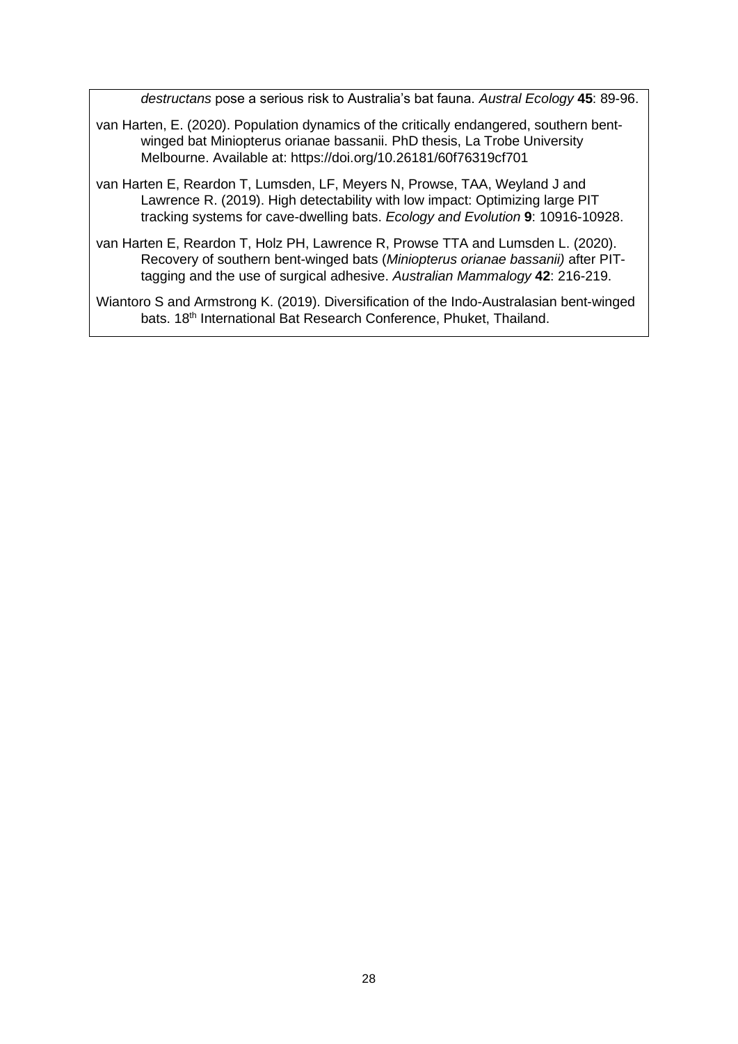*destructans* pose a serious risk to Australia's bat fauna. *Austral Ecology* **45**: 89-96.

van Harten, E. (2020). Population dynamics of the critically endangered, southern bent-winged bat Miniopterus orianae bassanii. PhD thesis, La Trobe University Melbourne. Available at: https://doi.org/10.26181/60f76319cf701

van Harten E, Reardon T, Lumsden, LF, Meyers N, Prowse, TAA, Weyland J and Lawrence R. (2019). High detectability with low impact: Optimizing large PIT tracking systems for cave-dwelling bats. *Ecology and Evolution* **9**: 10916-10928.

van Harten E, Reardon T, Holz PH, Lawrence R, Prowse TTA and Lumsden L. (2020). Recovery of southern bent-winged bats (*Miniopterus orianae bassanii)* after PIT-tagging and the use of surgical adhesive. *Australian Mammalogy* **42**: 216-219.

Wiantoro S and Armstrong K. (2019). Diversification of the Indo-Australasian bent-winged bats. 18th International Bat Research Conference, Phuket, Thailand.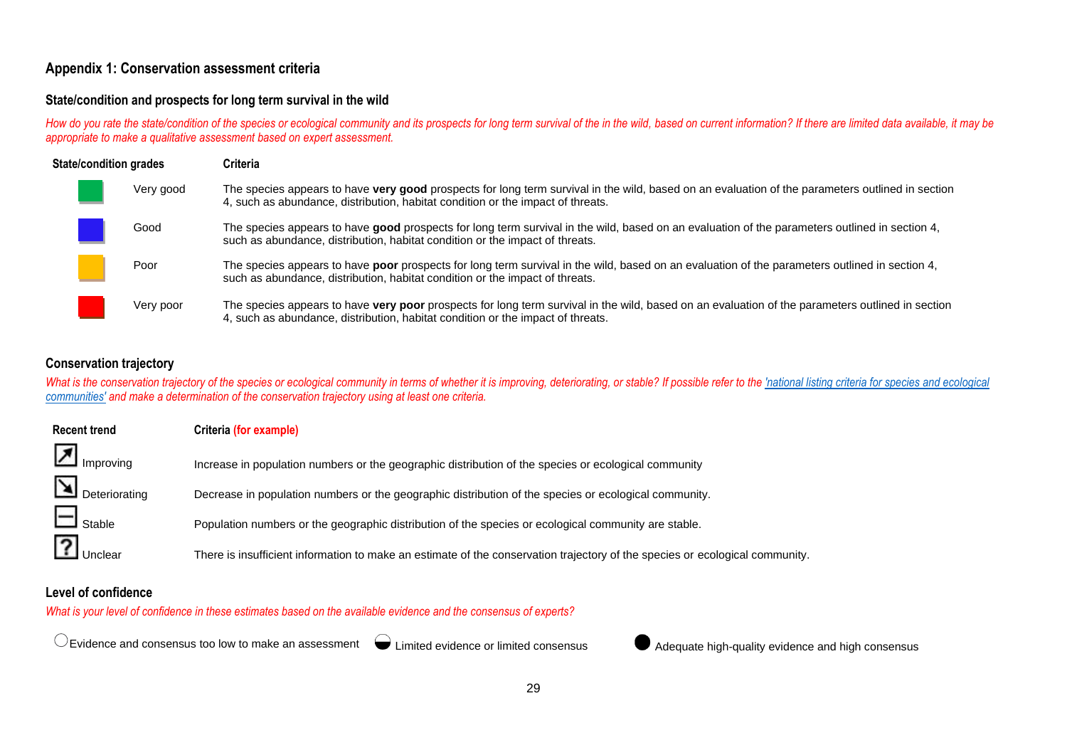## Appendix 1: Conservation assessment criteria

### State/condition and prospects for long term survival in the wild

*How do you rate the state/condition of the species or ecological community and its prospects for long term survival of the in the wild, based on current information? If there are limited data available, it may be appropriate to make a qualitative assessment based on expert assessment.*

| State/condition grades | Criteria |
|---|---|
| Very good | The species appears to have **very good** prospects for long term survival in the wild, based on an evaluation of the parameters outlined in section 4, such as abundance, distribution, habitat condition or the impact of threats. |
| Good | The species appears to have **good** prospects for long term survival in the wild, based on an evaluation of the parameters outlined in section 4, such as abundance, distribution, habitat condition or the impact of threats. |
| Poor | The species appears to have **poor** prospects for long term survival in the wild, based on an evaluation of the parameters outlined in section 4, such as abundance, distribution, habitat condition or the impact of threats. |
| Very poor | The species appears to have **very poor** prospects for long term survival in the wild, based on an evaluation of the parameters outlined in section 4, such as abundance, distribution, habitat condition or the impact of threats. |

### Conservation trajectory

*What is the conservation trajectory of the species or ecological community in terms of whether it is improving, deteriorating, or stable? If possible refer to the 'national listing criteria for species and ecological communities' and make a determination of the conservation trajectory using at least one criteria.*

| Recent trend | Criteria (for example) |
|---|---|
| Improving | Increase in population numbers or the geographic distribution of the species or ecological community |
| Deteriorating | Decrease in population numbers or the geographic distribution of the species or ecological community. |
| Stable | Population numbers or the geographic distribution of the species or ecological community are stable. |
| Unclear | There is insufficient information to make an estimate of the conservation trajectory of the species or ecological community. |

### Level of confidence

*What is your level of confidence in these estimates based on the available evidence and the consensus of experts?*

○ Evidence and consensus too low to make an assessment ◒ Limited evidence or limited consensus ● Adequate high-quality evidence and high consensus